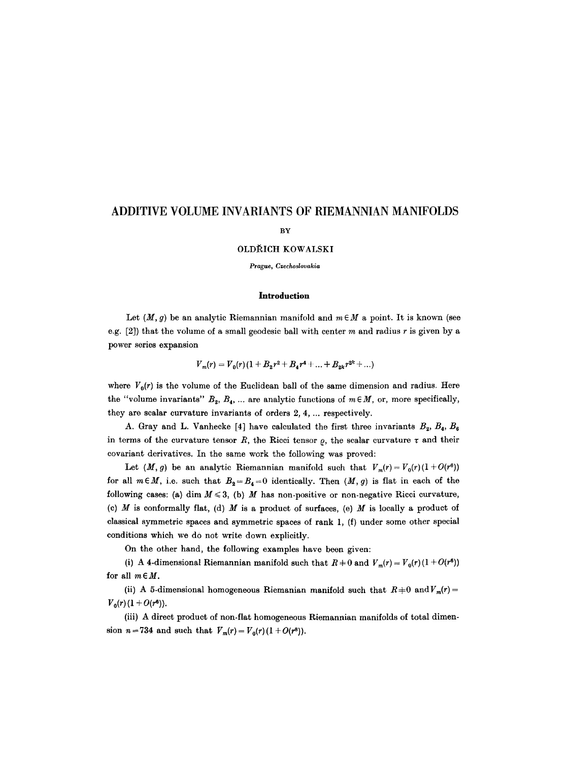# ADDITIVE VOLUME INVARIANTS OF RIEMANNIAN MANIFOLDS

BY

OLDŘICH KOWALSKI

*Prague, Czechoslovakia*

## Introduction

Let $(M, g)$ be an analytic Riemannian manifold and $m \in M$ a point. It is known (see e.g. [2]) that the volume of a small geodesic ball with center $m$ and radius $r$ is given by a power series expansion

$$V_m(r) = V_0(r)(1 + B_2 r^2 + B_4 r^4 + \ldots + B_{2k} r^{2k} + \ldots)$$

where $V_0(r)$ is the volume of the Euclidean ball of the same dimension and radius. Here the "volume invariants" $B_2, B_4, \ldots$ are analytic functions of $m \in M$, or, more specifically, they are scalar curvature invariants of orders $2, 4, \ldots$ respectively.

A. Gray and L. Vanhecke [4] have calculated the first three invariants $B_2, B_4, B_6$ in terms of the curvature tensor $R$, the Ricci tensor $\varrho$, the scalar curvature $\tau$ and their covariant derivatives. In the same work the following was proved:

Let $(M, g)$ be an analytic Riemannian manifold such that $V_m(r) = V_0(r)(1 + O(r^6))$ for all $m \in M$, i.e. such that $B_2 = B_4 = 0$ identically. Then $(M, g)$ is flat in each of the following cases: (a) $\dim M \leqslant 3$, (b) $M$ has non-positive or non-negative Ricci curvature, (c) $M$ is conformally flat, (d) $M$ is a product of surfaces, (e) $M$ is locally a product of classical symmetric spaces and symmetric spaces of rank 1, (f) under some other special conditions which we do not write down explicitly.

On the other hand, the following examples have been given:

(i) A 4-dimensional Riemannian manifold such that $R \neq 0$ and $V_m(r) = V_0(r)(1 + O(r^6))$ for all $m \in M$.

(ii) A 5-dimensional homogeneous Riemanian manifold such that $R \neq 0$ and $V_m(r) = V_0(r)(1 + O(r^6))$.

(iii) A direct product of non-flat homogeneous Riemannian manifolds of total dimension $n = 734$ and such that $V_m(r) = V_0(r)(1 + O(r^8))$.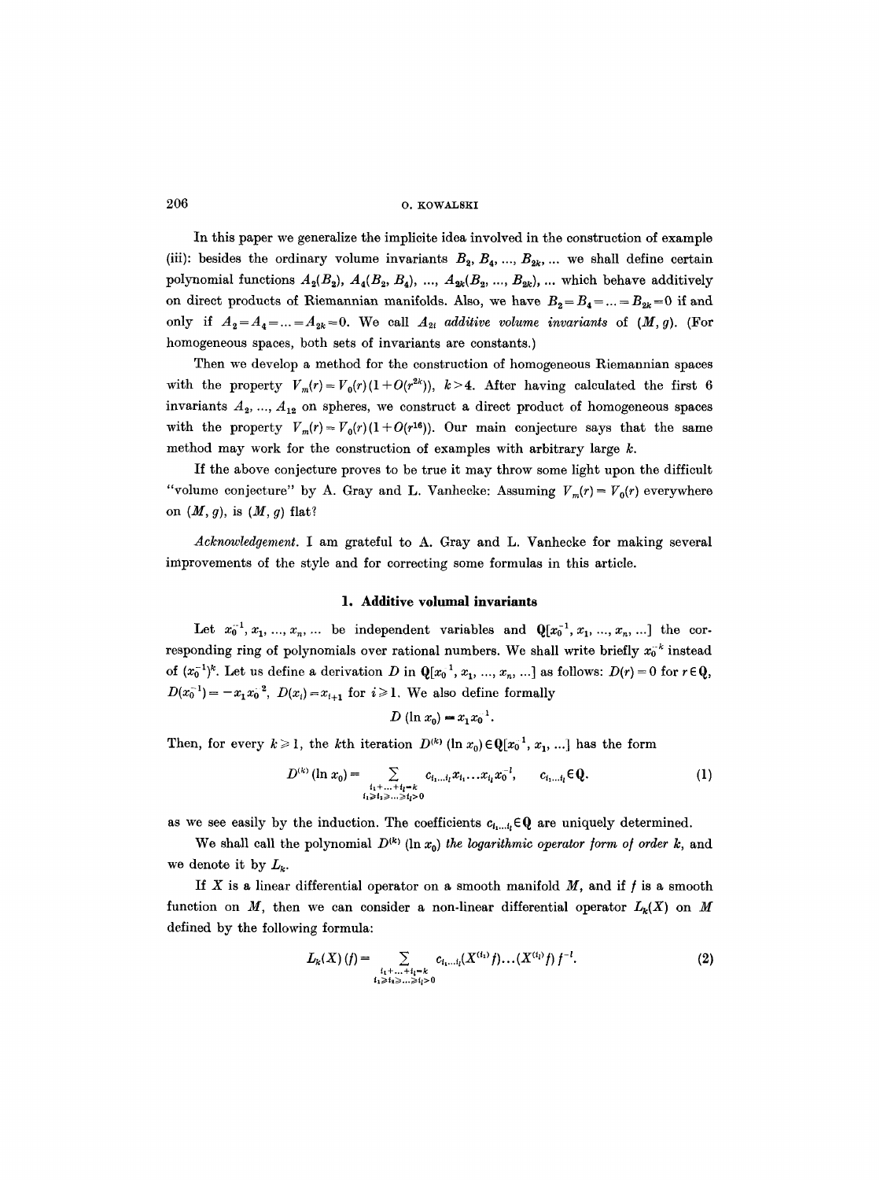In this paper we generalize the implicite idea involved in the construction of example (iii): besides the ordinary volume invariants $B_2, B_4, \ldots, B_{2k}, \ldots$ we shall define certain polynomial functions $A_2(B_2)$, $A_4(B_2, B_4)$, $\ldots$, $A_{2k}(B_2, \ldots, B_{2k})$, $\ldots$ which behave additively on direct products of Riemannian manifolds. Also, we have $B_2 = B_4 = \ldots = B_{2k} = 0$ if and only if $A_2 = A_4 = \ldots = A_{2k} = 0$. We call $A_{2i}$ *additive volume invariants* of $(M, g)$. (For homogeneous spaces, both sets of invariants are constants.)

Then we develop a method for the construction of homogeneous Riemannian spaces with the property $V_m(r) = V_0(r)(1 + O(r^{2k}))$, $k > 4$. After having calculated the first 6 invariants $A_2, \ldots, A_{12}$ on spheres, we construct a direct product of homogeneous spaces with the property $V_m(r) = V_0(r)(1 + O(r^{16}))$. Our main conjecture says that the same method may work for the construction of examples with arbitrary large $k$.

If the above conjecture proves to be true it may throw some light upon the difficult "volume conjecture" by A. Gray and L. Vanhecke: Assuming $V_m(r) = V_0(r)$ everywhere on $(M, g)$, is $(M, g)$ flat?

*Acknowledgement.* I am grateful to A. Gray and L. Vanhecke for making several improvements of the style and for correcting some formulas in this article.

## 1. Additive volumal invariants

Let $x_0^{-1}, x_1, \ldots, x_n, \ldots$ be independent variables and $\mathbf{Q}[x_0^{-1}, x_1, \ldots, x_n, \ldots]$ the corresponding ring of polynomials over rational numbers. We shall write briefly $x_0^{-k}$ instead of $(x_0^{-1})^k$. Let us define a derivation $D$ in $\mathbf{Q}[x_0^{-1}, x_1, \ldots, x_n, \ldots]$ as follows: $D(r) = 0$ for $r \in \mathbf{Q}$, $D(x_0^{-1}) = -x_1 x_0^{-2}$, $D(x_i) = x_{i+1}$ for $i \geqslant 1$. We also define formally

$$D(\ln x_0) = x_1 x_0^{-1}.$$

Then, for every $k \geqslant 1$, the $k$th iteration $D^{(k)}(\ln x_0) \in \mathbf{Q}[x_0^{-1}, x_1, \ldots]$ has the form

$$D^{(k)}(\ln x_0) = \sum_{\substack{i_1 + \ldots + i_l = k \\ i_1 \geqslant i_2 \geqslant \ldots \geqslant i_l > 0}} c_{i_1 \ldots i_l} x_{i_1} \ldots x_{i_l} x_0^{-l}, \qquad c_{i_1 \ldots i_l} \in \mathbf{Q}. \tag{1}$$

as we see easily by the induction. The coefficients $c_{i_1 \ldots i_l} \in \mathbf{Q}$ are uniquely determined.

We shall call the polynomial $D^{(k)}(\ln x_0)$ *the logarithmic operator form of order* $k$, and we denote it by $L_k$.

If $X$ is a linear differential operator on a smooth manifold $M$, and if $f$ is a smooth function on $M$, then we can consider a non-linear differential operator $L_k(X)$ on $M$ defined by the following formula:

$$L_k(X)(f) = \sum_{\substack{i_1 + \ldots + i_l = k \\ i_1 \geqslant i_2 \geqslant \ldots \geqslant i_l > 0}} c_{i_1 \ldots i_l} (X^{(i_1)} f) \ldots (X^{(i_l)} f) f^{-l}. \tag{2}$$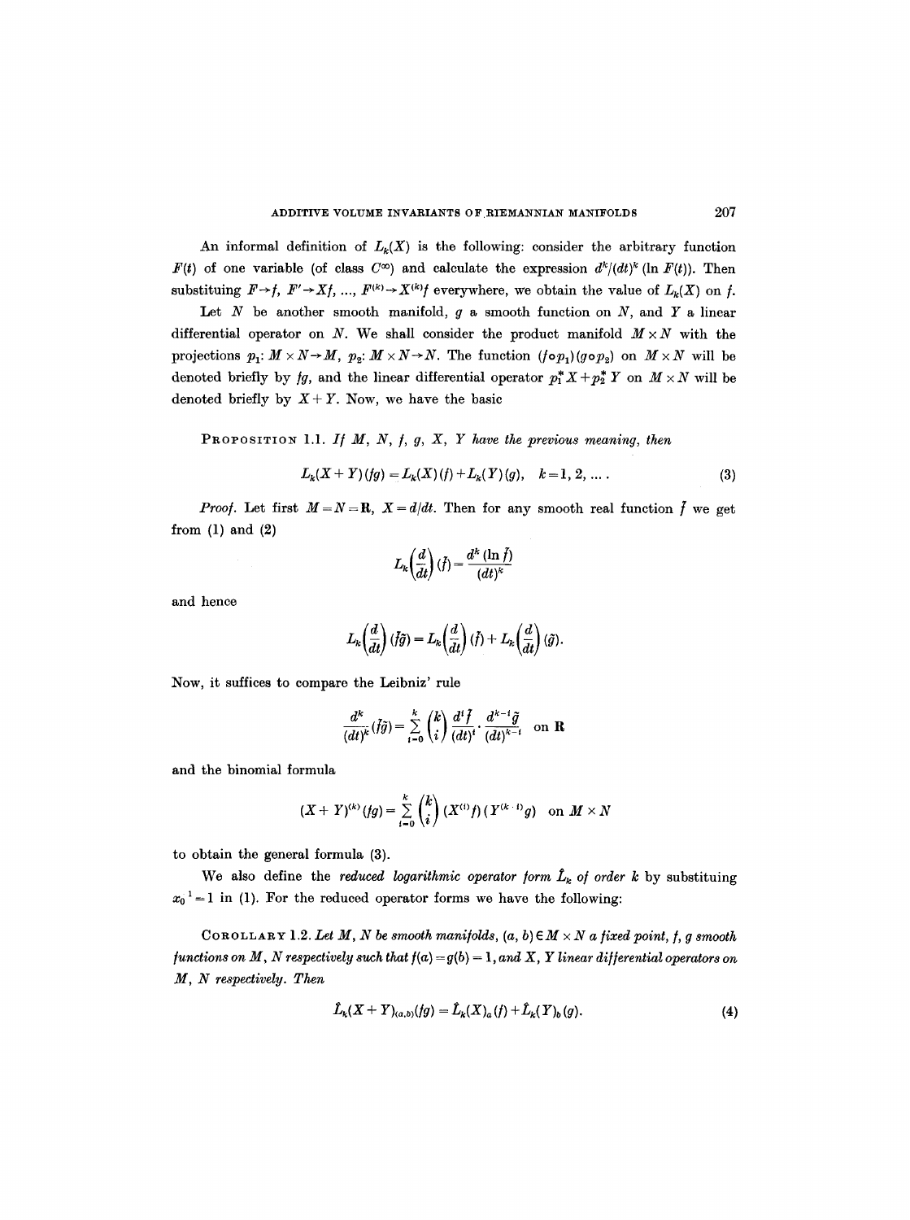An informal definition of $L_k(X)$ is the following: consider the arbitrary function $F(t)$ of one variable (of class $C^\infty$) and calculate the expression $d^k/(dt)^k (\ln F(t))$. Then substituing $F \to f$, $F' \to Xf$, ..., $F^{(k)} \to X^{(k)}f$ everywhere, we obtain the value of $L_k(X)$ on $f$.

Let $N$ be another smooth manifold, $g$ a smooth function on $N$, and $Y$ a linear differential operator on $N$. We shall consider the product manifold $M \times N$ with the projections $p_1: M \times N \to M$, $p_2: M \times N \to N$. The function $(f \circ p_1)(g \circ p_2)$ on $M \times N$ will be denoted briefly by $fg$, and the linear differential operator $p_1^* X + p_2^* Y$ on $M \times N$ will be denoted briefly by $X + Y$. Now, we have the basic

PROPOSITION 1.1. *If $M$, $N$, $f$, $g$, $X$, $Y$ have the previous meaning, then*

$$L_k(X+Y)(fg) = L_k(X)(f) + L_k(Y)(g), \quad k = 1, 2, \ldots. \tag{3}$$

*Proof.* Let first $M = N = \mathbf{R}$, $X = d/dt$. Then for any smooth real function $\tilde{f}$ we get from (1) and (2)

$$L_k\left(\frac{d}{dt}\right)(\tilde{f}) = \frac{d^k (\ln \tilde{f})}{(dt)^k}$$

and hence

$$L_k\left(\frac{d}{dt}\right)(\tilde{f}\tilde{g}) = L_k\left(\frac{d}{dt}\right)(\tilde{f}) + L_k\left(\frac{d}{dt}\right)(\tilde{g}).$$

Now, it suffices to compare the Leibniz' rule

$$\frac{d^k}{(dt)^k}(\tilde{f}\tilde{g}) = \sum_{i=0}^{k} \binom{k}{i} \frac{d^i \tilde{f}}{(dt)^i} \cdot \frac{d^{k-i} \tilde{g}}{(dt)^{k-i}} \quad \text{on } \mathbf{R}$$

and the binomial formula

$$(X+Y)^{(k)}(fg) = \sum_{i=0}^{k} \binom{k}{i} (X^{(i)} f)(Y^{(k-i)} g) \quad \text{on } M \times N$$

to obtain the general formula (3).

We also define the *reduced logarithmic operator form $\hat{L}_k$ of order $k$* by substituing $x_0{}^1 = 1$ in (1). For the reduced operator forms we have the following:

COROLLARY 1.2. *Let $M$, $N$ be smooth manifolds, $(a, b) \in M \times N$ a fixed point, $f$, $g$ smooth functions on $M$, $N$ respectively such that $f(a) = g(b) = 1$, and $X$, $Y$ linear differential operators on $M$, $N$ respectively. Then*

$$\hat{L}_k(X+Y)_{(a,b)}(fg) = \hat{L}_k(X)_a(f) + \hat{L}_k(Y)_b(g). \tag{4}$$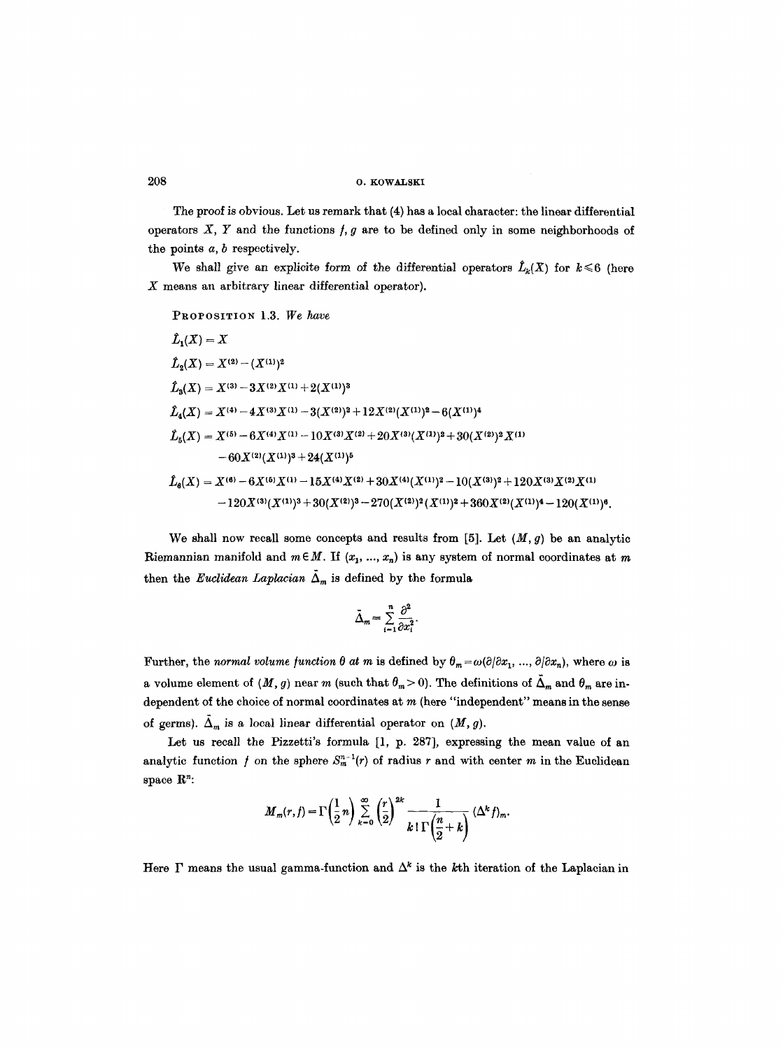The proof is obvious. Let us remark that (4) has a local character: the linear differential operators $X$, $Y$ and the functions $f$, $g$ are to be defined only in some neighborhoods of the points $a$, $b$ respectively.

We shall give an explicite form of the differential operators $\hat{L}_k(X)$ for $k \leqslant 6$ (here $X$ means an arbitrary linear differential operator).

PROPOSITION 1.3. *We have*

$$\hat{L}_1(X) = X$$

$$\hat{L}_2(X) = X^{(2)} - (X^{(1)})^2$$

$$\hat{L}_3(X) = X^{(3)} - 3X^{(2)}X^{(1)} + 2(X^{(1)})^3$$

$$\hat{L}_4(X) = X^{(4)} - 4X^{(3)}X^{(1)} - 3(X^{(2)})^2 + 12X^{(2)}(X^{(1)})^2 - 6(X^{(1)})^4$$

$$\hat{L}_5(X) = X^{(5)} - 6X^{(4)}X^{(1)} - 10X^{(3)}X^{(2)} + 20X^{(3)}(X^{(1)})^2 + 30(X^{(2)})^2X^{(1)} - 60X^{(2)}(X^{(1)})^3 + 24(X^{(1)})^5$$

$$\hat{L}_6(X) = X^{(6)} - 6X^{(5)}X^{(1)} - 15X^{(4)}X^{(2)} + 30X^{(4)}(X^{(1)})^2 - 10(X^{(3)})^2 + 120X^{(3)}X^{(2)}X^{(1)} - 120X^{(3)}(X^{(1)})^3 + 30(X^{(2)})^3 - 270(X^{(2)})^2(X^{(1)})^2 + 360X^{(2)}(X^{(1)})^4 - 120(X^{(1)})^6.$$

We shall now recall some concepts and results from [5]. Let $(M, g)$ be an analytic Riemannian manifold and $m \in M$. If $(x_1, \ldots, x_n)$ is any system of normal coordinates at $m$ then the *Euclidean Laplacian* $\tilde{\Delta}_m$ is defined by the formula

$$\tilde{\Delta}_m = \sum_{i=1}^{n} \frac{\partial^2}{\partial x_i^2}.$$

Further, the *normal volume function* $\theta$ *at* $m$ is defined by $\theta_m = \omega(\partial/\partial x_1, \ldots, \partial/\partial x_n)$, where $\omega$ is a volume element of $(M, g)$ near $m$ (such that $\theta_m > 0$). The definitions of $\tilde{\Delta}_m$ and $\theta_m$ are independent of the choice of normal coordinates at $m$ (here "independent" means in the sense of germs). $\tilde{\Delta}_m$ is a local linear differential operator on $(M, g)$.

Let us recall the Pizzetti's formula [1, p. 287], expressing the mean value of an analytic function $f$ on the sphere $S_m^{n-1}(r)$ of radius $r$ and with center $m$ in the Euclidean space $\mathbf{R}^n$:

$$M_m(r, f) = \Gamma\left(\frac{1}{2}n\right) \sum_{k=0}^{\infty} \left(\frac{r}{2}\right)^{2k} \frac{1}{k!\,\Gamma\left(\dfrac{n}{2} + k\right)} (\Delta^k f)_m.$$

Here $\Gamma$ means the usual gamma-function and $\Delta^k$ is the $k$th iteration of the Laplacian in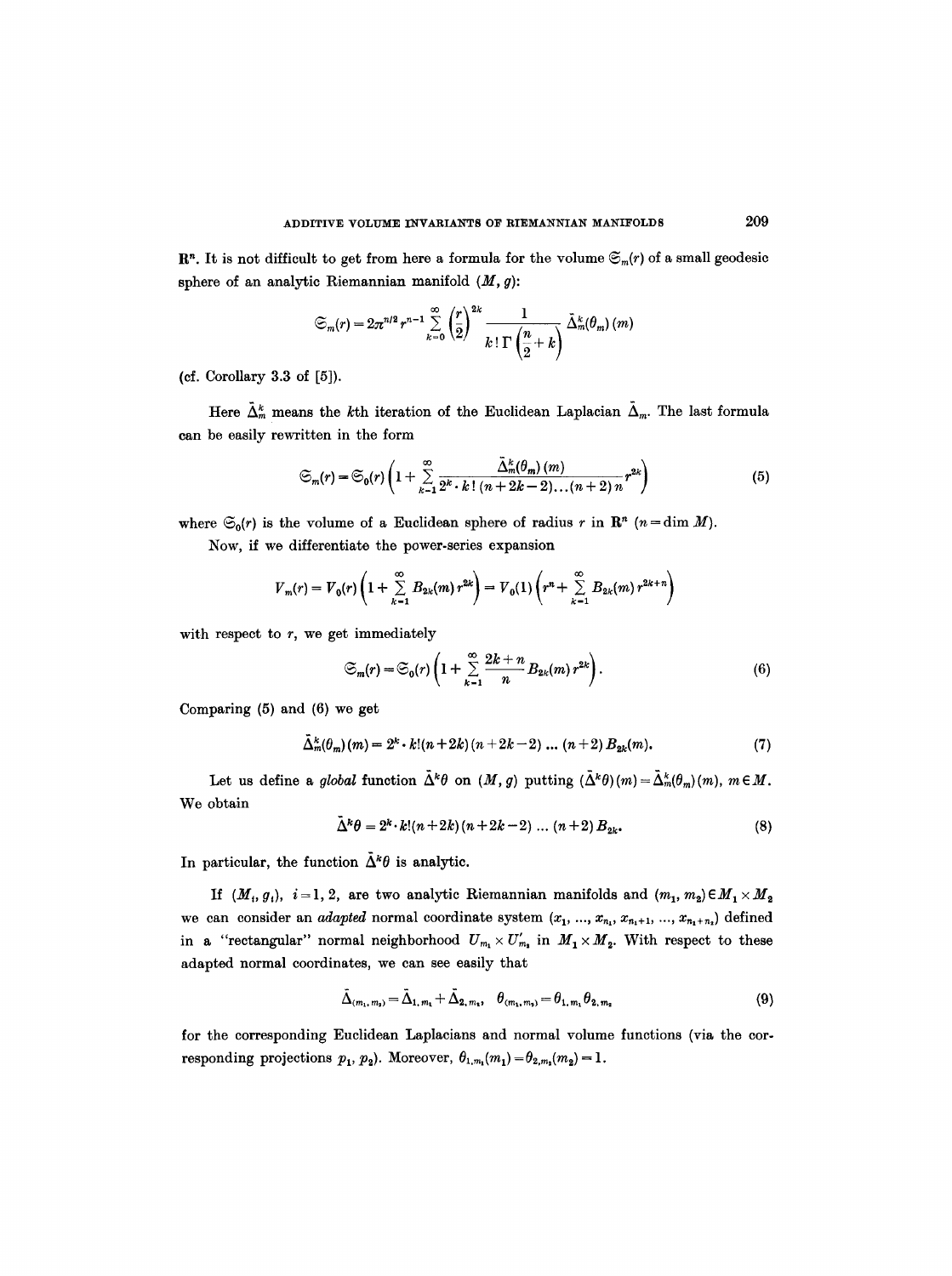$\mathbf{R}^n$. It is not difficult to get from here a formula for the volume $\mathfrak{S}_m(r)$ of a small geodesic sphere of an analytic Riemannian manifold $(M, g)$:

$$\mathfrak{S}_m(r) = 2\pi^{n/2} r^{n-1} \sum_{k=0}^{\infty} \left(\frac{r}{2}\right)^{2k} \frac{1}{k!\,\Gamma\left(\frac{n}{2}+k\right)} \tilde{\Delta}_m^k(\theta_m)(m)$$

(cf. Corollary 3.3 of [5]).

Here $\tilde{\Delta}_m^k$ means the $k$th iteration of the Euclidean Laplacian $\tilde{\Delta}_m$. The last formula can be easily rewritten in the form

$$\mathfrak{S}_m(r) = \mathfrak{S}_0(r)\left(1 + \sum_{k=1}^{\infty} \frac{\tilde{\Delta}_m^k(\theta_m)(m)}{2^k \cdot k!\,(n+2k-2)\ldots(n+2)\,n} r^{2k}\right) \tag{5}$$

where $\mathfrak{S}_0(r)$ is the volume of a Euclidean sphere of radius $r$ in $\mathbf{R}^n$ ($n = \dim M$).

Now, if we differentiate the power-series expansion

$$V_m(r) = V_0(r)\left(1 + \sum_{k=1}^{\infty} B_{2k}(m)\,r^{2k}\right) = V_0(1)\left(r^n + \sum_{k=1}^{\infty} B_{2k}(m)\,r^{2k+n}\right)$$

with respect to $r$, we get immediately

$$\mathfrak{S}_m(r) = \mathfrak{S}_0(r)\left(1 + \sum_{k=1}^{\infty} \frac{2k+n}{n} B_{2k}(m)\,r^{2k}\right). \tag{6}$$

Comparing (5) and (6) we get

$$\tilde{\Delta}_m^k(\theta_m)(m) = 2^k \cdot k!(n+2k)(n+2k-2)\ldots(n+2)\,B_{2k}(m). \tag{7}$$

Let us define a *global* function $\tilde{\Delta}^k\theta$ on $(M, g)$ putting $(\tilde{\Delta}^k\theta)(m) = \tilde{\Delta}_m^k(\theta_m)(m)$, $m \in M$. We obtain

$$\tilde{\Delta}^k\theta = 2^k \cdot k!(n+2k)(n+2k-2)\ldots(n+2)\,B_{2k}. \tag{8}$$

In particular, the function $\tilde{\Delta}^k\theta$ is analytic.

If $(M_i, g_i)$, $i = 1, 2$, are two analytic Riemannian manifolds and $(m_1, m_2) \in M_1 \times M_2$ we can consider an *adapted* normal coordinate system $(x_1, \ldots, x_{n_1}, x_{n_1+1}, \ldots, x_{n_1+n_2})$ defined in a "rectangular" normal neighborhood $U_{m_1} \times U'_{m_2}$ in $M_1 \times M_2$. With respect to these adapted normal coordinates, we can see easily that

$$\tilde{\Delta}_{(m_1, m_2)} = \tilde{\Delta}_{1, m_1} + \tilde{\Delta}_{2, m_2}, \quad \theta_{(m_1, m_2)} = \theta_{1, m_1}\theta_{2, m_2} \tag{9}$$

for the corresponding Euclidean Laplacians and normal volume functions (via the corresponding projections $p_1$, $p_2$). Moreover, $\theta_{1, m_1}(m_1) = \theta_{2, m_2}(m_2) = 1$.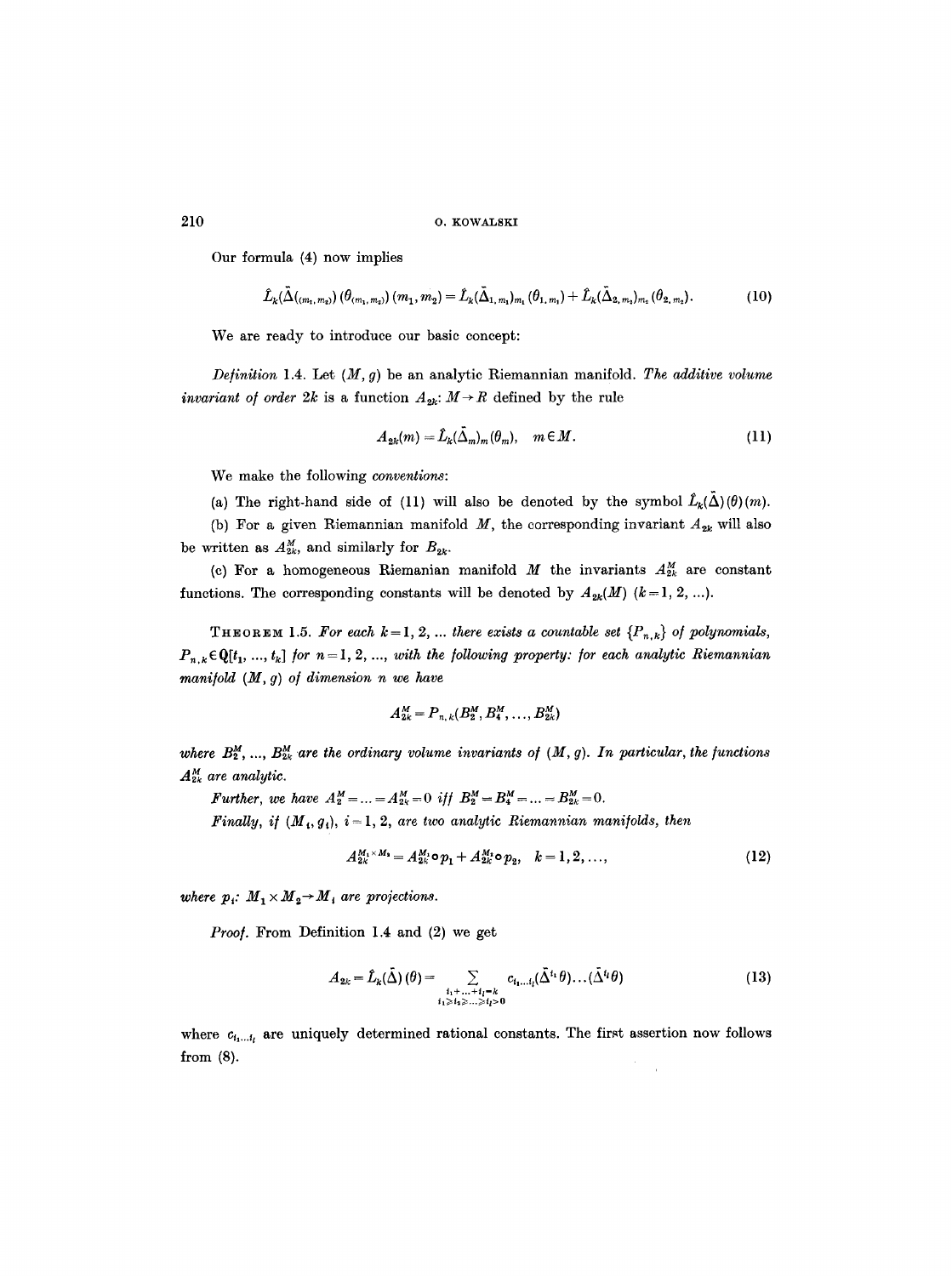Our formula (4) now implies

$$\hat{L}_k(\tilde{\Delta}_{(m_1,m_2)})(\theta_{(m_1,m_2)})(m_1,m_2) = \hat{L}_k(\tilde{\Delta}_{1,m_1})_{m_1}(\theta_{1,m_1}) + \hat{L}_k(\tilde{\Delta}_{2,m_2})_{m_2}(\theta_{2,m_2}). \tag{10}$$

We are ready to introduce our basic concept:

*Definition* 1.4. Let $(M, g)$ be an analytic Riemannian manifold. *The additive volume invariant of order* $2k$ is a function $A_{2k}: M \to R$ defined by the rule

$$A_{2k}(m) = \hat{L}_k(\tilde{\Delta}_m)_m(\theta_m), \quad m \in M. \tag{11}$$

We make the following *conventions*:

(a) The right-hand side of (11) will also be denoted by the symbol $\hat{L}_k(\tilde{\Delta})(\theta)(m)$.

(b) For a given Riemannian manifold $M$, the corresponding invariant $A_{2k}$ will also be written as $A^M_{2k}$, and similarly for $B_{2k}$.

(c) For a homogeneous Riemanian manifold $M$ the invariants $A^M_{2k}$ are constant functions. The corresponding constants will be denoted by $A_{2k}(M)$ $(k = 1, 2, \ldots)$.

THEOREM 1.5. *For each* $k = 1, 2, \ldots$ *there exists a countable set* $\{P_{n,k}\}$ *of polynomials,* $P_{n,k} \in \mathbf{Q}[t_1, \ldots, t_k]$ *for* $n = 1, 2, \ldots$, *with the following property: for each analytic Riemannian manifold* $(M, g)$ *of dimension* $n$ *we have*

$$A^M_{2k} = P_{n,k}(B^M_2, B^M_4, \ldots, B^M_{2k})$$

*where* $B^M_2, \ldots, B^M_{2k}$ *are the ordinary volume invariants of* $(M, g)$. *In particular, the functions* $A^M_{2k}$ *are analytic.*

*Further, we have* $A^M_2 = \ldots = A^M_{2k} = 0$ *iff* $B^M_2 = B^M_4 = \ldots = B^M_{2k} = 0$.

*Finally, if* $(M_i, g_i)$, $i = 1, 2$, *are two analytic Riemannian manifolds, then*

$$A^{M_1 \times M_2}_{2k} = A^{M_1}_{2k} \circ p_1 + A^{M_2}_{2k} \circ p_2, \quad k = 1, 2, \ldots, \tag{12}$$

*where* $p_i: M_1 \times M_2 \to M_i$ *are projections.*

*Proof.* From Definition 1.4 and (2) we get

$$A_{2k} = \hat{L}_k(\tilde{\Delta})(\theta) = \sum_{\substack{i_1 + \ldots + i_l = k \\ i_1 \geq i_2 \geq \ldots \geq i_l > 0}} c_{i_1 \ldots i_l}(\tilde{\Delta}^{i_1}\theta) \ldots (\tilde{\Delta}^{i_l}\theta) \tag{13}$$

where $c_{i_1 \ldots i_l}$ are uniquely determined rational constants. The first assertion now follows from (8).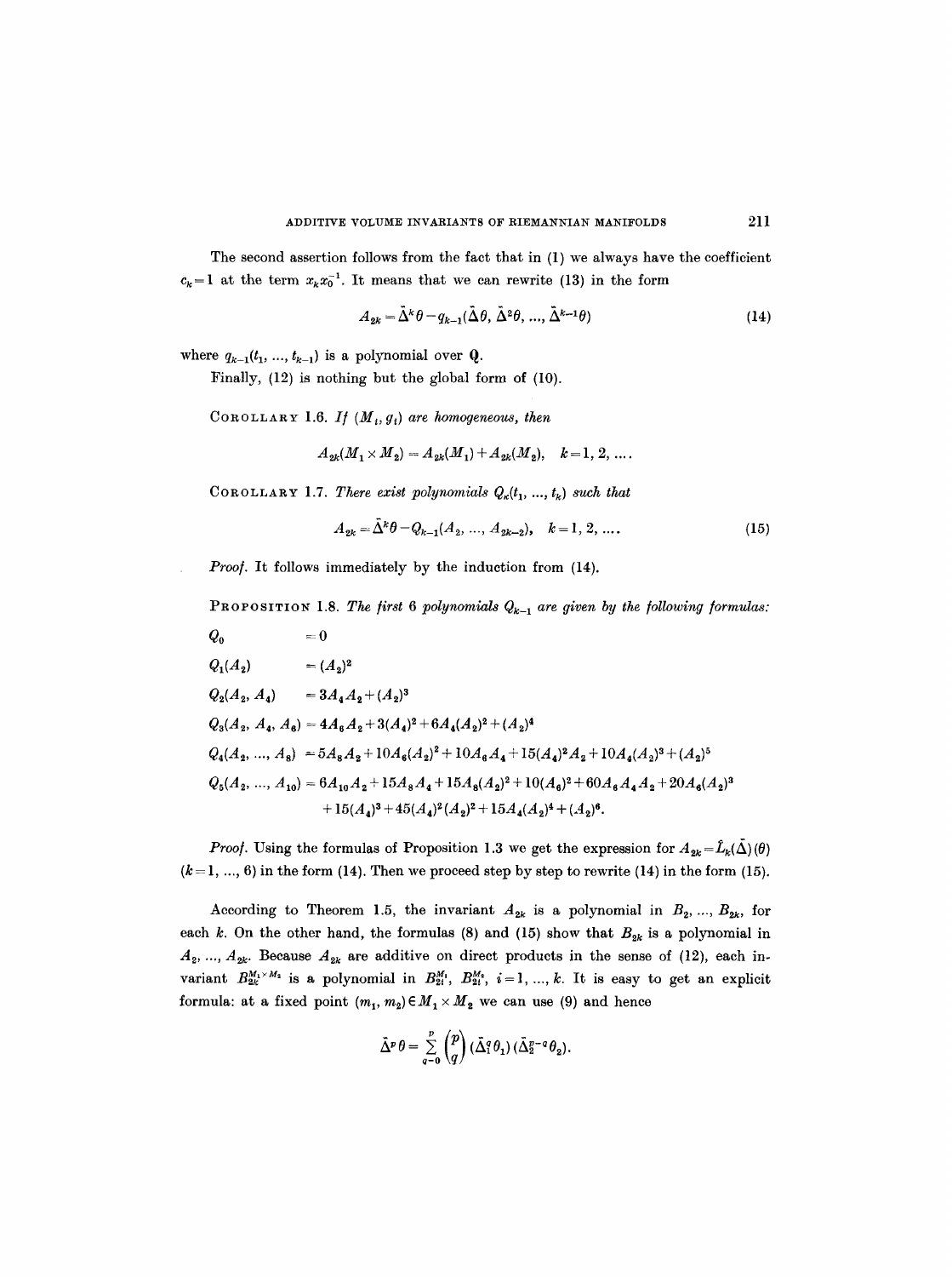The second assertion follows from the fact that in (1) we always have the coefficient $c_k = 1$ at the term $x_k x_0^{-1}$. It means that we can rewrite (13) in the form

$$A_{2k} = \tilde{\Delta}^k \theta - q_{k-1}(\tilde{\Delta}\theta, \tilde{\Delta}^2\theta, \ldots, \tilde{\Delta}^{k-1}\theta) \tag{14}$$

where $q_{k-1}(t_1, \ldots, t_{k-1})$ is a polynomial over $\mathbf{Q}$.

Finally, (12) is nothing but the global form of (10).

COROLLARY 1.6. *If $(M_i, g_i)$ are homogeneous, then*

$$A_{2k}(M_1 \times M_2) = A_{2k}(M_1) + A_{2k}(M_2), \quad k = 1, 2, \ldots.$$

COROLLARY 1.7. *There exist polynomials $Q_k(t_1, \ldots, t_k)$ such that*

$$A_{2k} = \tilde{\Delta}^k \theta - Q_{k-1}(A_2, \ldots, A_{2k-2}), \quad k = 1, 2, \ldots. \tag{15}$$

*Proof.* It follows immediately by the induction from (14).

PROPOSITION 1.8. *The first 6 polynomials $Q_{k-1}$ are given by the following formulas:*

$$\begin{aligned}
Q_0 &= 0 \\
Q_1(A_2) &= (A_2)^2 \\
Q_2(A_2, A_4) &= 3A_4A_2 + (A_2)^3 \\
Q_3(A_2, A_4, A_6) &= 4A_6A_2 + 3(A_4)^2 + 6A_4(A_2)^2 + (A_2)^4 \\
Q_4(A_2, \ldots, A_8) &= 5A_8A_2 + 10A_6(A_2)^2 + 10A_6A_4 + 15(A_4)^2A_2 + 10A_4(A_2)^3 + (A_2)^5 \\
Q_5(A_2, \ldots, A_{10}) &= 6A_{10}A_2 + 15A_8A_4 + 15A_8(A_2)^2 + 10(A_6)^2 + 60A_6A_4A_2 + 20A_6(A_2)^3 \\
&\quad + 15(A_4)^3 + 45(A_4)^2(A_2)^2 + 15A_4(A_2)^4 + (A_2)^6.
\end{aligned}$$

*Proof.* Using the formulas of Proposition 1.3 we get the expression for $A_{2k} = \tilde{L}_k(\tilde{\Delta})(\theta)$ $(k = 1, \ldots, 6)$ in the form (14). Then we proceed step by step to rewrite (14) in the form (15).

According to Theorem 1.5, the invariant $A_{2k}$ is a polynomial in $B_2, \ldots, B_{2k}$, for each $k$. On the other hand, the formulas (8) and (15) show that $B_{2k}$ is a polynomial in $A_2, \ldots, A_{2k}$. Because $A_{2k}$ are additive on direct products in the sense of (12), each invariant $B_{2k}^{M_1 \times M_2}$ is a polynomial in $B_{2i}^{M_1}$, $B_{2i}^{M_2}$, $i = 1, \ldots, k$. It is easy to get an explicit formula: at a fixed point $(m_1, m_2) \in M_1 \times M_2$ we can use (9) and hence

$$\tilde{\Delta}^p \theta = \sum_{q=0}^{p} \binom{p}{q} (\tilde{\Delta}_1^q \theta_1)(\tilde{\Delta}_2^{p-q} \theta_2).$$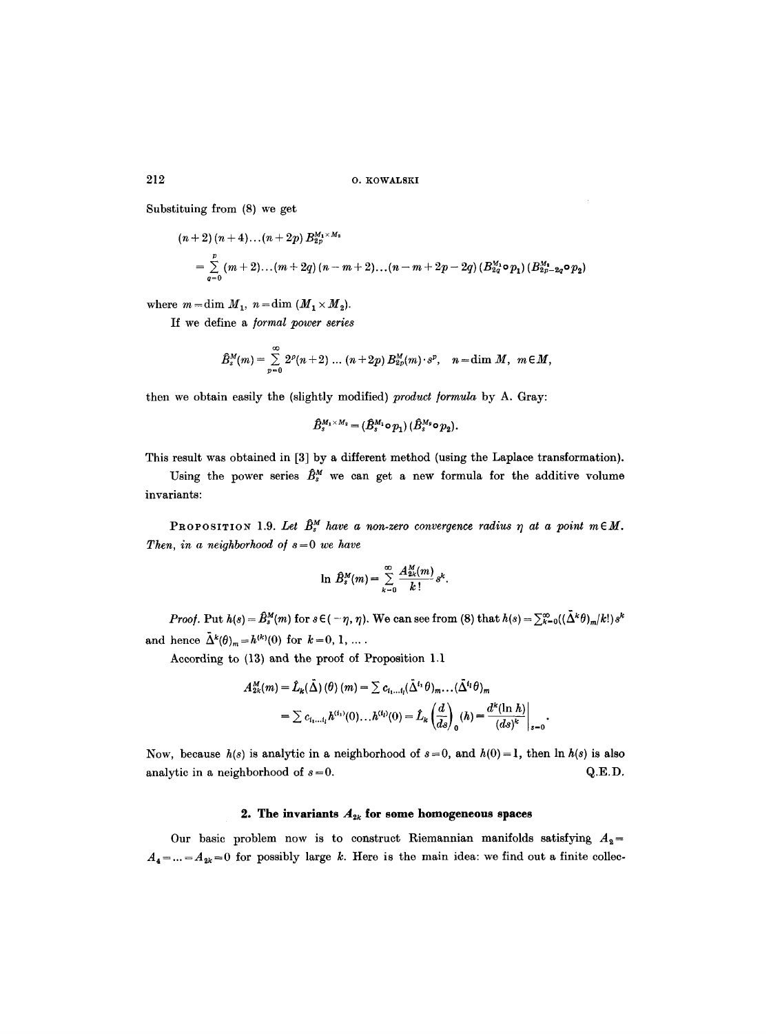Substituing from (8) we get

$$(n+2)(n+4)\dots(n+2p)\,B_{2p}^{M_1\times M_2}$$
$$=\sum_{q=0}^{p}(m+2)\dots(m+2q)\,(n-m+2)\dots(n-m+2p-2q)\,(B_{2q}^{M_1}\circ p_1)\,(B_{2p-2q}^{M_2}\circ p_2)$$

where $m=\dim M_1$, $n=\dim(M_1\times M_2)$.

If we define a *formal power series*

$$\hat{B}_s^M(m)=\sum_{p=0}^{\infty}2^p(n+2)\dots(n+2p)\,B_{2p}^M(m)\cdot s^p,\quad n=\dim M,\ m\in M,$$

then we obtain easily the (slightly modified) *product formula* by A. Gray:

$$\hat{B}_s^{M_1\times M_2}=(\hat{B}_s^{M_1}\circ p_1)\,(\hat{B}_s^{M_2}\circ p_2).$$

This result was obtained in [3] by a different method (using the Laplace transformation).

Using the power series $\hat{B}_s^M$ we can get a new formula for the additive volume invariants:

**Proposition 1.9.** *Let $\hat{B}_s^M$ have a non-zero convergence radius $\eta$ at a point $m\in M$. Then, in a neighborhood of $s=0$ we have*

$$\ln\hat{B}_s^M(m)=\sum_{k=0}^{\infty}\frac{A_{2k}^M(m)}{k!}s^k.$$

*Proof.* Put $h(s)=\hat{B}_s^M(m)$ for $s\in(-\eta,\eta)$. We can see from (8) that $h(s)=\sum_{k=0}^{\infty}((\tilde{\Delta}^k\theta)_m/k!)s^k$ and hence $\tilde{\Delta}^k(\theta)_m=h^{(k)}(0)$ for $k=0,1,\dots$.

According to (13) and the proof of Proposition 1.1

$$A_{2k}^M(m)=\hat{L}_k(\tilde{\Delta})(\theta)(m)=\sum c_{i_1\dots i_l}(\tilde{\Delta}^{i_1}\theta)_m\dots(\tilde{\Delta}^{i_l}\theta)_m$$
$$=\sum c_{i_1\dots i_l}h^{(i_1)}(0)\dots h^{(i_l)}(0)=\hat{L}_k\left(\frac{d}{ds}\right)_0(h)=\left.\frac{d^k(\ln h)}{(ds)^k}\right|_{s=0}.$$

Now, because $h(s)$ is analytic in a neighborhood of $s=0$, and $h(0)=1$, then $\ln h(s)$ is also analytic in a neighborhood of $s=0$. Q.E.D.

## 2. The invariants $A_{2k}$ for some homogeneous spaces

Our basic problem now is to construct Riemannian manifolds satisfying $A_2=A_4=\dots=A_{2k}=0$ for possibly large $k$. Here is the main idea: we find out a finite collec-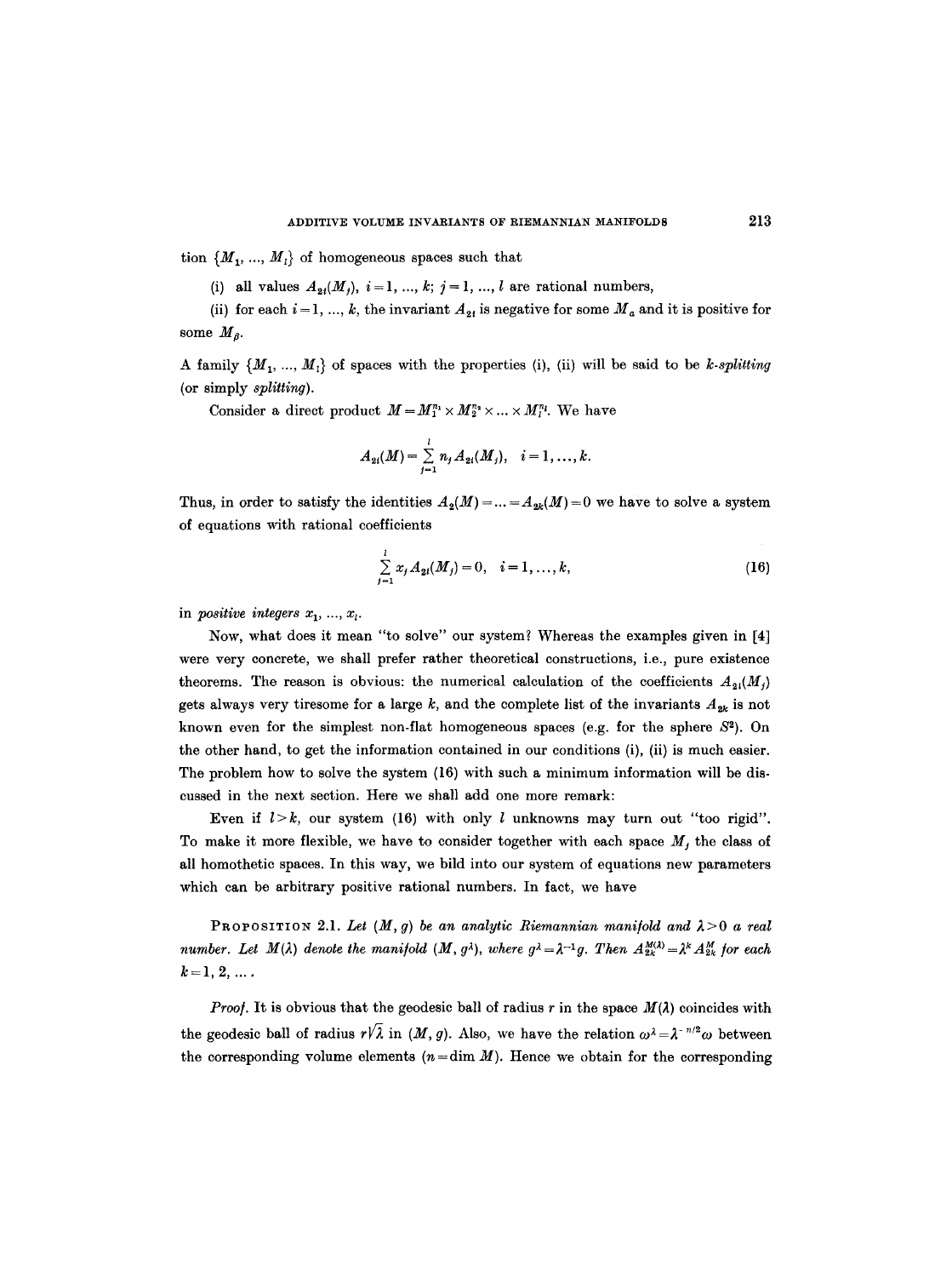tion $\{M_1, ..., M_l\}$ of homogeneous spaces such that

(i) all values $A_{2i}(M_j)$, $i = 1, ..., k$; $j = 1, ..., l$ are rational numbers,

(ii) for each $i = 1, ..., k$, the invariant $A_{2i}$ is negative for some $M_\alpha$ and it is positive for some $M_\beta$.

A family $\{M_1, ..., M_l\}$ of spaces with the properties (i), (ii) will be said to be *k-splitting* (or simply *splitting*).

Consider a direct product $M = M_1^{n_1} \times M_2^{n_2} \times ... \times M_l^{n_l}$. We have

$$A_{2i}(M) = \sum_{j=1}^{l} n_j A_{2i}(M_j), \quad i = 1, \ldots, k.$$

Thus, in order to satisfy the identities $A_2(M) = ... = A_{2k}(M) = 0$ we have to solve a system of equations with rational coefficients

$$\sum_{j=1}^{l} x_j A_{2i}(M_j) = 0, \quad i = 1, \ldots, k, \tag{16}$$

in *positive integers* $x_1, ..., x_l$.

Now, what does it mean "to solve" our system? Whereas the examples given in [4] were very concrete, we shall prefer rather theoretical constructions, i.e., pure existence theorems. The reason is obvious: the numerical calculation of the coefficients $A_{2i}(M_j)$ gets always very tiresome for a large $k$, and the complete list of the invariants $A_{2k}$ is not known even for the simplest non-flat homogeneous spaces (e.g. for the sphere $S^2$). On the other hand, to get the information contained in our conditions (i), (ii) is much easier. The problem how to solve the system (16) with such a minimum information will be discussed in the next section. Here we shall add one more remark:

Even if $l > k$, our system (16) with only $l$ unknowns may turn out "too rigid". To make it more flexible, we have to consider together with each space $M_j$ the class of all homothetic spaces. In this way, we bild into our system of equations new parameters which can be arbitrary positive rational numbers. In fact, we have

PROPOSITION 2.1. *Let $(M, g)$ be an analytic Riemannian manifold and $\lambda > 0$ a real number. Let $M(\lambda)$ denote the manifold $(M, g^\lambda)$, where $g^\lambda = \lambda^{-1} g$. Then $A_{2k}^{M(\lambda)} = \lambda^k A_{2k}^M$ for each $k = 1, 2, \ldots$.*

*Proof.* It is obvious that the geodesic ball of radius $r$ in the space $M(\lambda)$ coincides with the geodesic ball of radius $r\sqrt{\lambda}$ in $(M, g)$. Also, we have the relation $\omega^\lambda = \lambda^{-n/2}\omega$ between the corresponding volume elements ($n = \dim M$). Hence we obtain for the corresponding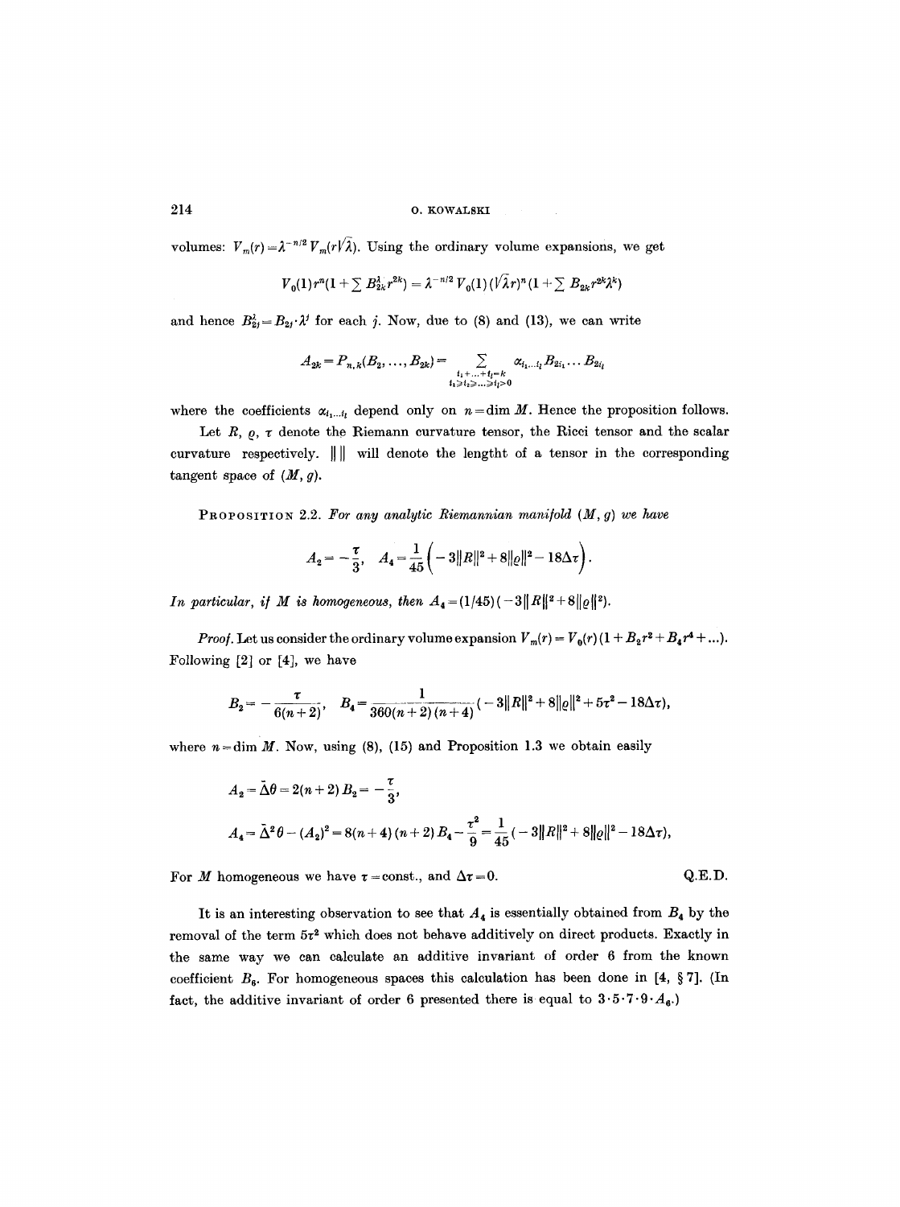volumes: $V_m(r) = \lambda^{-n/2} V_m(r\sqrt{\lambda})$. Using the ordinary volume expansions, we get

$$V_0(1)r^n(1+\sum B_{2k}^\lambda r^{2k}) = \lambda^{-n/2} V_0(1)(\sqrt{\lambda}r)^n(1+\sum B_{2k}r^{2k}\lambda^k)$$

and hence $B_{2j}^\lambda = B_{2j}\cdot\lambda^j$ for each $j$. Now, due to (8) and (13), we can write

$$A_{2k} = P_{n,k}(B_2, \ldots, B_{2k}) = \sum_{\substack{i_1+\ldots+i_l=k \\ i_1\geqslant i_2\geqslant\ldots\geqslant i_l>0}} \alpha_{i_1\ldots i_l} B_{2i_1}\ldots B_{2i_l}$$

where the coefficients $\alpha_{i_1\ldots i_l}$ depend only on $n=\dim M$. Hence the proposition follows.

Let $R$, $\varrho$, $\tau$ denote the Riemann curvature tensor, the Ricci tensor and the scalar curvature respectively. $\| \ \|$ will denote the lengtht of a tensor in the corresponding tangent space of $(M, g)$.

**PROPOSITION 2.2.** *For any analytic Riemannian manifold $(M, g)$ we have*

$$A_2 = -\frac{\tau}{3}, \quad A_4 = \frac{1}{45}\left(-3\|R\|^2 + 8\|\varrho\|^2 - 18\Delta\tau\right).$$

*In particular, if $M$ is homogeneous, then $A_4 = (1/45)(-3\|R\|^2 + 8\|\varrho\|^2)$.*

*Proof.* Let us consider the ordinary volume expansion $V_m(r) = V_0(r)(1+B_2r^2+B_4r^4+\ldots)$. Following [2] or [4], we have

$$B_2 = -\frac{\tau}{6(n+2)}, \quad B_4 = \frac{1}{360(n+2)(n+4)}(-3\|R\|^2 + 8\|\varrho\|^2 + 5\tau^2 - 18\Delta\tau),$$

where $n = \dim M$. Now, using (8), (15) and Proposition 1.3 we obtain easily

$$A_2 = \tilde{\Delta}\theta = 2(n+2)B_2 = -\frac{\tau}{3},$$

$$A_4 = \tilde{\Delta}^2\theta - (A_2)^2 = 8(n+4)(n+2)B_4 - \frac{\tau^2}{9} = \frac{1}{45}(-3\|R\|^2 + 8\|\varrho\|^2 - 18\Delta\tau),$$

For $M$ homogeneous we have $\tau = $const., and $\Delta\tau = 0$. Q.E.D.

It is an interesting observation to see that $A_4$ is essentially obtained from $B_4$ by the removal of the term $5\tau^2$ which does not behave additively on direct products. Exactly in the same way we can calculate an additive invariant of order 6 from the known coefficient $B_6$. For homogeneous spaces this calculation has been done in [4, § 7]. (In fact, the additive invariant of order 6 presented there is equal to $3\cdot5\cdot7\cdot9\cdot A_6$.)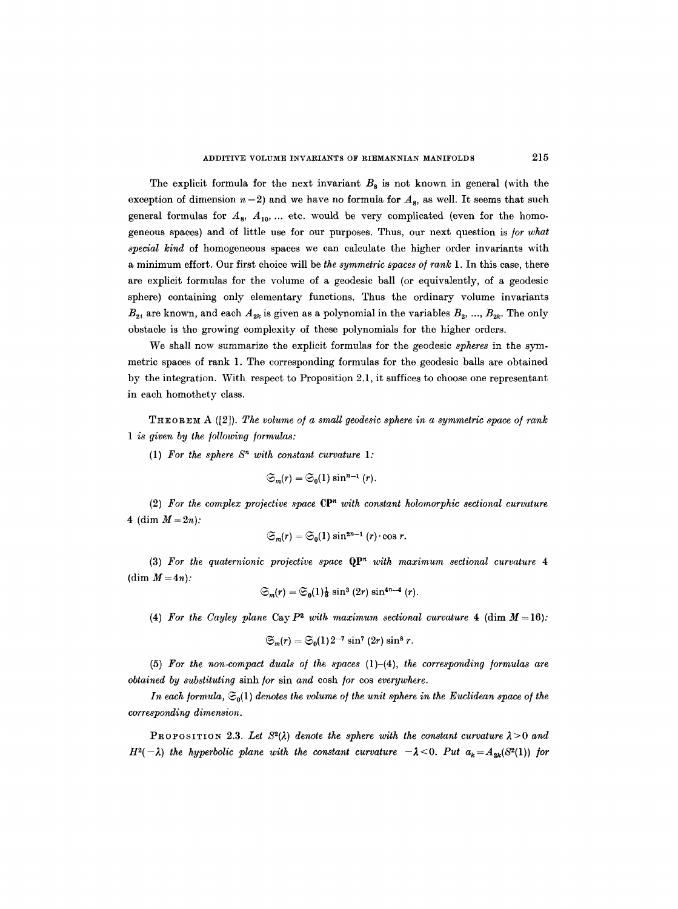The explicit formula for the next invariant $B_8$ is not known in general (with the exception of dimension $n=2$) and we have no formula for $A_8$, as well. It seems that such general formulas for $A_8$, $A_{10}$, ... etc. would be very complicated (even for the homogeneous spaces) and of little use for our purposes. Thus, our next question is *for what special kind* of homogeneous spaces we can calculate the higher order invariants with a minimum effort. Our first choice will be *the symmetric spaces of rank* 1. In this case, there are explicit formulas for the volume of a geodesic ball (or equivalently, of a geodesic sphere) containing only elementary functions. Thus the ordinary volume invariants $B_{2i}$ are known, and each $A_{2k}$ is given as a polynomial in the variables $B_2, ..., B_{2k}$. The only obstacle is the growing complexity of these polynomials for the higher orders.

We shall now summarize the explicit formulas for the geodesic *spheres* in the symmetric spaces of rank 1. The corresponding formulas for the geodesic balls are obtained by the integration. With respect to Proposition 2.1, it suffices to choose one representant in each homothety class.

THEOREM A ([2]). *The volume of a small geodesic sphere in a symmetric space of rank 1 is given by the following formulas:*

(1) *For the sphere $S^n$ with constant curvature* 1*:*

$$\mathfrak{S}_m(r) = \mathfrak{S}_0(1) \sin^{n-1}(r).$$

(2) *For the complex projective space $\mathbf{CP}^n$ with constant holomorphic sectional curvature* 4 *(*$\dim M = 2n$*):*

$$\mathfrak{S}_m(r) = \mathfrak{S}_0(1) \sin^{2n-1}(r) \cdot \cos r.$$

(3) *For the quaternionic projective space $\mathbf{QP}^n$ with maximum sectional curvature* 4 *(*$\dim M = 4n$*):*

$$\mathfrak{S}_m(r) = \mathfrak{S}_0(1) \tfrac{1}{8} \sin^3(2r) \sin^{4n-4}(r).$$

(4) *For the Cayley plane* $\mathrm{Cay}\, P^2$ *with maximum sectional curvature* 4 *(*$\dim M = 16$*):*

$$\mathfrak{S}_m(r) = \mathfrak{S}_0(1) 2^{-7} \sin^7(2r) \sin^8 r.$$

(5) *For the non-compact duals of the spaces* (1)–(4), *the corresponding formulas are obtained by substituting* sinh *for* sin *and* cosh *for* cos *everywhere.*

*In each formula,* $\mathfrak{S}_0(1)$ *denotes the volume of the unit sphere in the Euclidean space of the corresponding dimension.*

PROPOSITION 2.3. *Let* $S^2(\lambda)$ *denote the sphere with the constant curvature* $\lambda > 0$ *and* $H^2(-\lambda)$ *the hyperbolic plane with the constant curvature* $-\lambda < 0$. *Put* $a_k = A_{2k}(S^2(1))$ *for*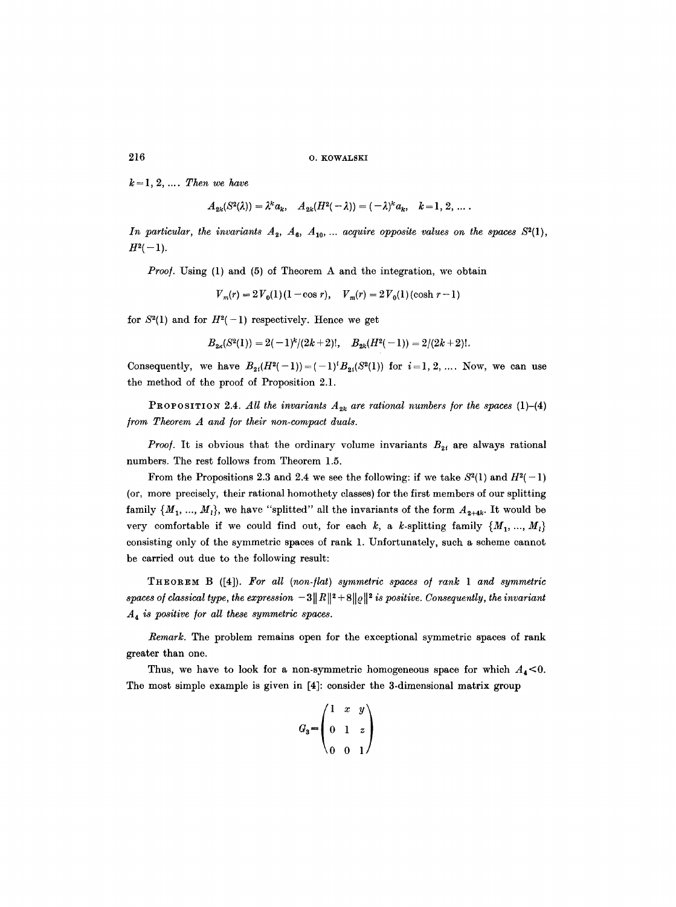$k=1, 2, \ldots$. *Then we have*

$$A_{2k}(S^2(\lambda)) = \lambda^k a_k, \quad A_{2k}(H^2(-\lambda)) = (-\lambda)^k a_k, \quad k=1, 2, \ldots.$$

*In particular, the invariants* $A_2$, $A_6$, $A_{10}, \ldots$ *acquire opposite values on the spaces* $S^2(1)$, $H^2(-1)$.

*Proof.* Using (1) and (5) of Theorem A and the integration, we obtain

$$V_m(r) = 2V_0(1)(1-\cos r), \quad V_m(r) = 2V_0(1)(\cosh r - 1)$$

for $S^2(1)$ and for $H^2(-1)$ respectively. Hence we get

$$B_{2k}(S^2(1)) = 2(-1)^k/(2k+2)!, \quad B_{2k}(H^2(-1)) = 2/(2k+2)!.$$

Consequently, we have $B_{2i}(H^2(-1)) = (-1)^i B_{2i}(S^2(1))$ for $i=1, 2, \ldots$. Now, we can use the method of the proof of Proposition 2.1.

PROPOSITION 2.4. *All the invariants* $A_{2k}$ *are rational numbers for the spaces* (1)–(4) *from Theorem A and for their non-compact duals.*

*Proof.* It is obvious that the ordinary volume invariants $B_{2i}$ are always rational numbers. The rest follows from Theorem 1.5.

From the Propositions 2.3 and 2.4 we see the following: if we take $S^2(1)$ and $H^2(-1)$ (or, more precisely, their rational homothety classes) for the first members of our splitting family $\{M_1, \ldots, M_l\}$, we have "splitted" all the invariants of the form $A_{2+4k}$. It would be very comfortable if we could find out, for each $k$, a $k$-splitting family $\{M_1, \ldots, M_l\}$ consisting only of the symmetric spaces of rank 1. Unfortunately, such a scheme cannot be carried out due to the following result:

THEOREM B ([4]). *For all (non-flat) symmetric spaces of rank 1 and symmetric spaces of classical type, the expression* $-3\|R\|^2 + 8\|\varrho\|^2$ *is positive. Consequently, the invariant* $A_4$ *is positive for all these symmetric spaces.*

*Remark.* The problem remains open for the exceptional symmetric spaces of rank greater than one.

Thus, we have to look for a non-symmetric homogeneous space for which $A_4 < 0$. The most simple example is given in [4]: consider the 3-dimensional matrix group

$$G_3 = \begin{pmatrix} 1 & x & y \\ 0 & 1 & z \\ 0 & 0 & 1 \end{pmatrix}$$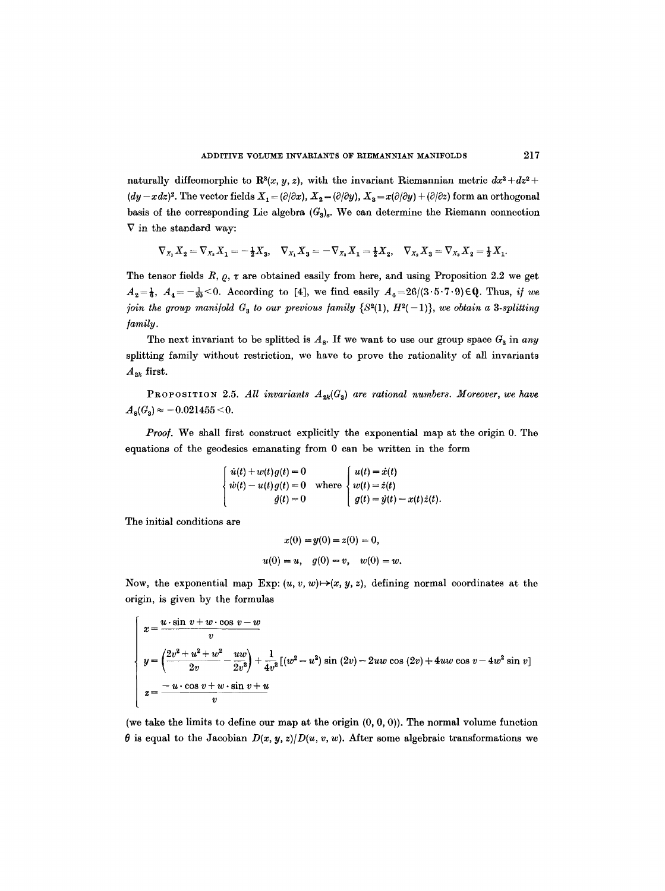naturally diffeomorphic to $\mathbf{R}^3(x, y, z)$, with the invariant Riemannian metric $dx^2 + dz^2 + (dy - x\,dz)^2$. The vector fields $X_1 = (\partial/\partial x)$, $X_2 = (\partial/\partial y)$, $X_3 = x(\partial/\partial y) + (\partial/\partial z)$ form an orthogonal basis of the corresponding Lie algebra $(G_3)_e$. We can determine the Riemann connection $\nabla$ in the standard way:

$$\nabla_{X_1} X_2 = \nabla_{X_2} X_1 = -\tfrac{1}{2} X_3, \quad \nabla_{X_1} X_3 = -\nabla_{X_3} X_1 = \tfrac{1}{2} X_2, \quad \nabla_{X_2} X_3 = \nabla_{X_3} X_2 = \tfrac{1}{2} X_1.$$

The tensor fields $R$, $\varrho$, $\tau$ are obtained easily from here, and using Proposition 2.2 we get $A_2 = \frac{1}{8}$, $A_4 = -\frac{1}{20} < 0$. According to [4], we find easily $A_6 = 26/(3 \cdot 5 \cdot 7 \cdot 9) \in \mathbf{Q}$. Thus, *if we join the group manifold $G_3$ to our previous family $\{S^2(1), H^2(-1)\}$, we obtain a 3-splitting family.*

The next invariant to be splitted is $A_8$. If we want to use our group space $G_3$ in *any* splitting family without restriction, we have to prove the rationality of all invariants $A_{2k}$ first.

**Proposition 2.5.** *All invariants $A_{2k}(G_3)$ are rational numbers. Moreover, we have $A_8(G_3) \approx -0.021455 < 0$.*

*Proof.* We shall first construct explicitly the exponential map at the origin 0. The equations of the geodesics emanating from 0 can be written in the form

$$\begin{cases} \dot{u}(t) + w(t)g(t) = 0 \\ \dot{w}(t) - u(t)g(t) = 0 \\ \dot{g}(t) = 0 \end{cases} \quad \text{where} \quad \begin{cases} u(t) = \dot{x}(t) \\ w(t) = \dot{z}(t) \\ g(t) = \dot{y}(t) - x(t)\dot{z}(t). \end{cases}$$

The initial conditions are

$$x(0) = y(0) = z(0) = 0,$$

$$u(0) = u, \quad g(0) = v, \quad w(0) = w.$$

Now, the exponential map $\mathrm{Exp}\colon (u, v, w) \mapsto (x, y, z)$, defining normal coordinates at the origin, is given by the formulas

$$\begin{cases} x = \dfrac{u \cdot \sin v + w \cdot \cos v - w}{v} \\[2mm] y = \left(\dfrac{2v^2 + u^2 + w^2}{2v} - \dfrac{uw}{2v^2}\right) + \dfrac{1}{4v^2}\left[(w^2 - u^2)\sin(2v) - 2uw\cos(2v) + 4uw\cos v - 4w^2 \sin v\right] \\[2mm] z = \dfrac{-u \cdot \cos v + w \cdot \sin v + u}{v} \end{cases}$$

(we take the limits to define our map at the origin $(0, 0, 0)$). The normal volume function $\theta$ is equal to the Jacobian $D(x, y, z)/D(u, v, w)$. After some algebraic transformations we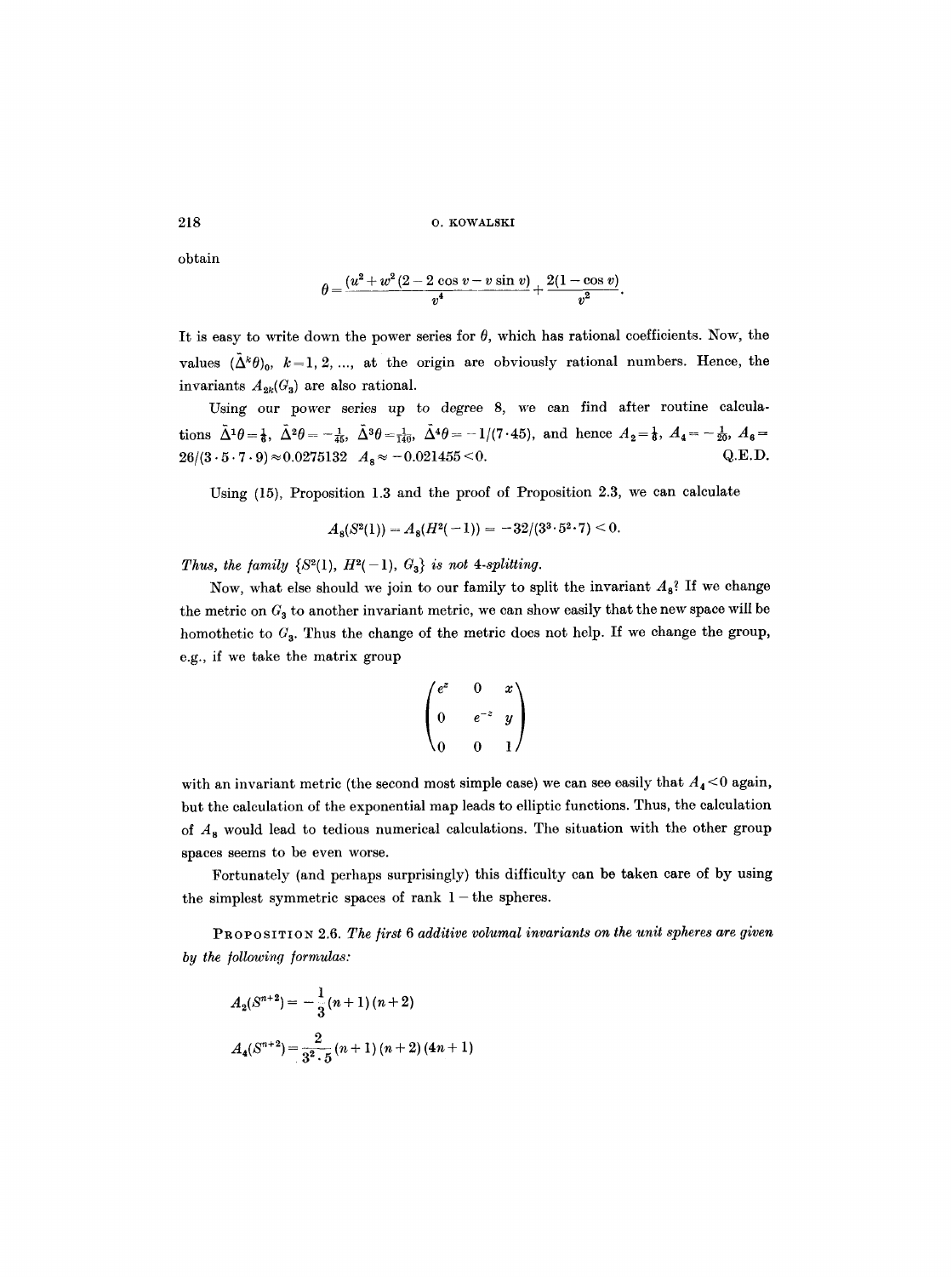obtain

$$\theta = \frac{(u^2 + w^2(2 - 2\cos v - v\sin v)}{v^4} + \frac{2(1-\cos v)}{v^2}.$$

It is easy to write down the power series for $\theta$, which has rational coefficients. Now, the values $(\tilde{\Delta}^k\theta)_0$, $k=1, 2, \ldots$, at the origin are obviously rational numbers. Hence, the invariants $A_{2k}(G_3)$ are also rational.

Using our power series up to degree 8, we can find after routine calculations $\tilde{\Delta}^1\theta = \frac{1}{6}$, $\tilde{\Delta}^2\theta = -\frac{1}{45}$, $\tilde{\Delta}^3\theta = \frac{1}{140}$, $\tilde{\Delta}^4\theta = -1/(7\cdot 45)$, and hence $A_2 = \frac{1}{6}$, $A_4 = -\frac{1}{20}$, $A_6 = 26/(3\cdot 5\cdot 7\cdot 9) \approx 0.0275132$ $A_8 \approx -0.021455 < 0$. Q.E.D.

Using (15), Proposition 1.3 and the proof of Proposition 2.3, we can calculate

$$A_8(S^2(1)) = A_8(H^2(-1)) = -32/(3^3\cdot 5^2\cdot 7) < 0.$$

*Thus, the family* $\{S^2(1), H^2(-1), G_3\}$ *is not 4-splitting.*

Now, what else should we join to our family to split the invariant $A_8$? If we change the metric on $G_3$ to another invariant metric, we can show easily that the new space will be homothetic to $G_3$. Thus the change of the metric does not help. If we change the group, e.g., if we take the matrix group

$$\begin{pmatrix} e^z & 0 & x \\ 0 & e^{-z} & y \\ 0 & 0 & 1 \end{pmatrix}$$

with an invariant metric (the second most simple case) we can see easily that $A_4 < 0$ again, but the calculation of the exponential map leads to elliptic functions. Thus, the calculation of $A_8$ would lead to tedious numerical calculations. The situation with the other group spaces seems to be even worse.

Fortunately (and perhaps surprisingly) this difficulty can be taken care of by using the simplest symmetric spaces of rank 1 – the spheres.

PROPOSITION 2.6. *The first 6 additive volumal invariants on the unit spheres are given by the following formulas:*

$$A_2(S^{n+2}) = -\frac{1}{3}(n+1)(n+2)$$

$$A_4(S^{n+2}) = \frac{2}{3^2\cdot 5}(n+1)(n+2)(4n+1)$$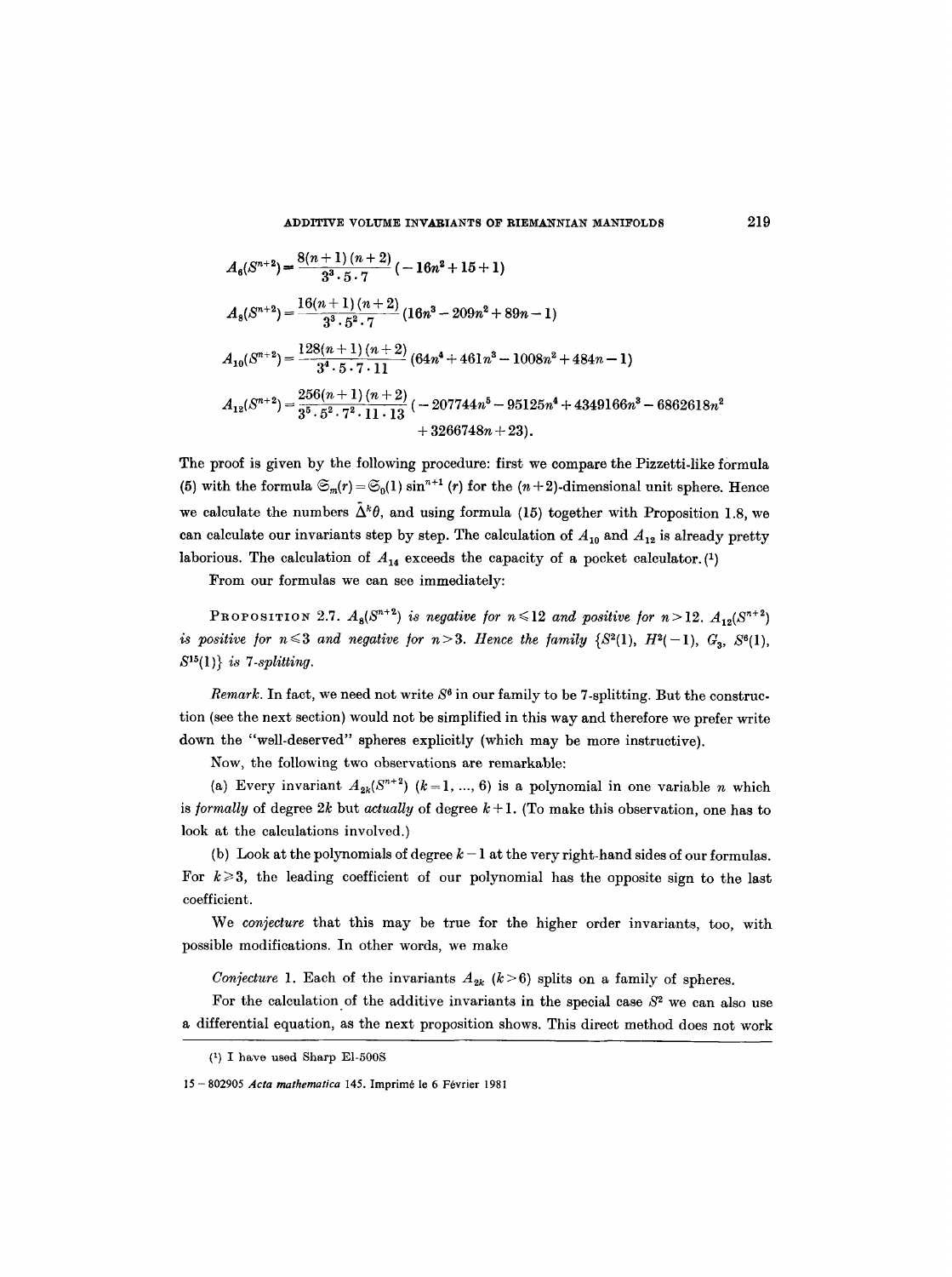$$A_6(S^{n+2}) = \frac{8(n+1)(n+2)}{3^3\cdot 5\cdot 7}(-16n^2+15+1)$$

$$A_8(S^{n+2}) = \frac{16(n+1)(n+2)}{3^3\cdot 5^2\cdot 7}(16n^3-209n^2+89n-1)$$

$$A_{10}(S^{n+2}) = \frac{128(n+1)(n+2)}{3^4\cdot 5\cdot 7\cdot 11}(64n^4+461n^3-1008n^2+484n-1)$$

$$A_{12}(S^{n+2}) = \frac{256(n+1)(n+2)}{3^5\cdot 5^2\cdot 7^2\cdot 11\cdot 13}(-207744n^5-95125n^4+4349166n^3-6862618n^2 + 3266748n+23).$$

The proof is given by the following procedure: first we compare the Pizzetti-like formula (5) with the formula $\mathfrak{S}_m(r) = \mathfrak{S}_0(1)\sin^{n+1}(r)$ for the $(n+2)$-dimensional unit sphere. Hence we calculate the numbers $\tilde{\Delta}^k\theta$, and using formula (15) together with Proposition 1.8, we can calculate our invariants step by step. The calculation of $A_{10}$ and $A_{12}$ is already pretty laborious. The calculation of $A_{14}$ exceeds the capacity of a pocket calculator.[1]

From our formulas we can see immediately:

PROPOSITION 2.7. *$A_8(S^{n+2})$ is negative for $n\leqslant 12$ and positive for $n>12$. $A_{12}(S^{n+2})$ is positive for $n\leqslant 3$ and negative for $n>3$. Hence the family $\{S^2(1), H^2(-1), G_3, S^6(1), S^{15}(1)\}$ is 7-splitting.*

*Remark.* In fact, we need not write $S^6$ in our family to be 7-splitting. But the construction (see the next section) would not be simplified in this way and therefore we prefer write down the "well-deserved" spheres explicitly (which may be more instructive).

Now, the following two observations are remarkable:

(a) Every invariant $A_{2k}(S^{n+2})$ $(k=1, ..., 6)$ is a polynomial in one variable $n$ which is *formally* of degree $2k$ but *actually* of degree $k+1$. (To make this observation, one has to look at the calculations involved.)

(b) Look at the polynomials of degree $k-1$ at the very right-hand sides of our formulas. For $k\geqslant 3$, the leading coefficient of our polynomial has the opposite sign to the last coefficient.

We *conjecture* that this may be true for the higher order invariants, too, with possible modifications. In other words, we make

*Conjecture* 1. Each of the invariants $A_{2k}$ $(k>6)$ splits on a family of spheres.

For the calculation of the additive invariants in the special case $S^2$ we can also use a differential equation, as the next proposition shows. This direct method does not work

[1] I have used Sharp El-5008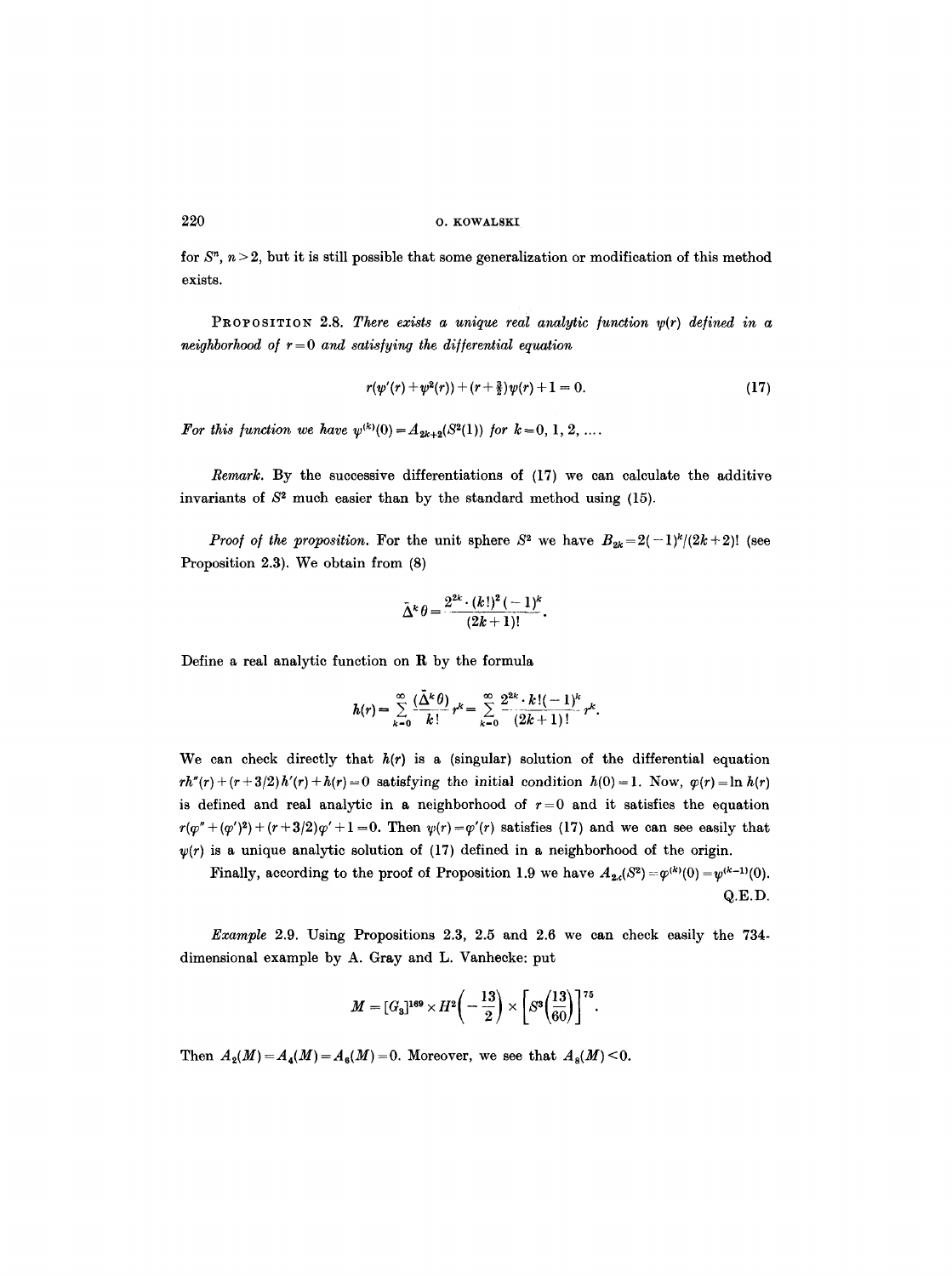for $S^n$, $n > 2$, but it is still possible that some generalization or modification of this method exists.

PROPOSITION 2.8. *There exists a unique real analytic function $\psi(r)$ defined in a neighborhood of $r = 0$ and satisfying the differential equation*

$$r(\psi'(r) + \psi^2(r)) + (r + \tfrac{3}{2})\psi(r) + 1 = 0. \tag{17}$$

*For this function we have $\psi^{(k)}(0) = A_{2k+2}(S^2(1))$ for $k = 0, 1, 2, \ldots$.*

*Remark.* By the successive differentiations of (17) we can calculate the additive invariants of $S^2$ much easier than by the standard method using (15).

*Proof of the proposition.* For the unit sphere $S^2$ we have $B_{2k} = 2(-1)^k/(2k+2)!$ (see Proposition 2.3). We obtain from (8)

$$\tilde{\Delta}^k \theta = \frac{2^{2k} \cdot (k!)^2 (-1)^k}{(2k+1)!}.$$

Define a real analytic function on $\mathbf{R}$ by the formula

$$h(r) = \sum_{k=0}^{\infty} \frac{(\tilde{\Delta}^k \theta)}{k!} r^k = \sum_{k=0}^{\infty} \frac{2^{2k} \cdot k! (-1)^k}{(2k+1)!} r^k.$$

We can check directly that $h(r)$ is a (singular) solution of the differential equation $rh''(r) + (r + 3/2)h'(r) + h(r) = 0$ satisfying the initial condition $h(0) = 1$. Now, $\varphi(r) = \ln h(r)$ is defined and real analytic in a neighborhood of $r = 0$ and it satisfies the equation $r(\varphi'' + (\varphi')^2) + (r + 3/2)\varphi' + 1 = 0$. Then $\psi(r) = \varphi'(r)$ satisfies (17) and we can see easily that $\psi(r)$ is a unique analytic solution of (17) defined in a neighborhood of the origin.

Finally, according to the proof of Proposition 1.9 we have $A_{2k}(S^2) = \varphi^{(k)}(0) = \psi^{(k-1)}(0)$. Q.E.D.

*Example* 2.9. Using Propositions 2.3, 2.5 and 2.6 we can check easily the 734-dimensional example by A. Gray and L. Vanhecke: put

$$M = [G_3]^{169} \times H^2\left(-\frac{13}{2}\right) \times \left[S^3\left(\frac{13}{60}\right)\right]^{75}.$$

Then $A_2(M) = A_4(M) = A_6(M) = 0$. Moreover, we see that $A_8(M) < 0$.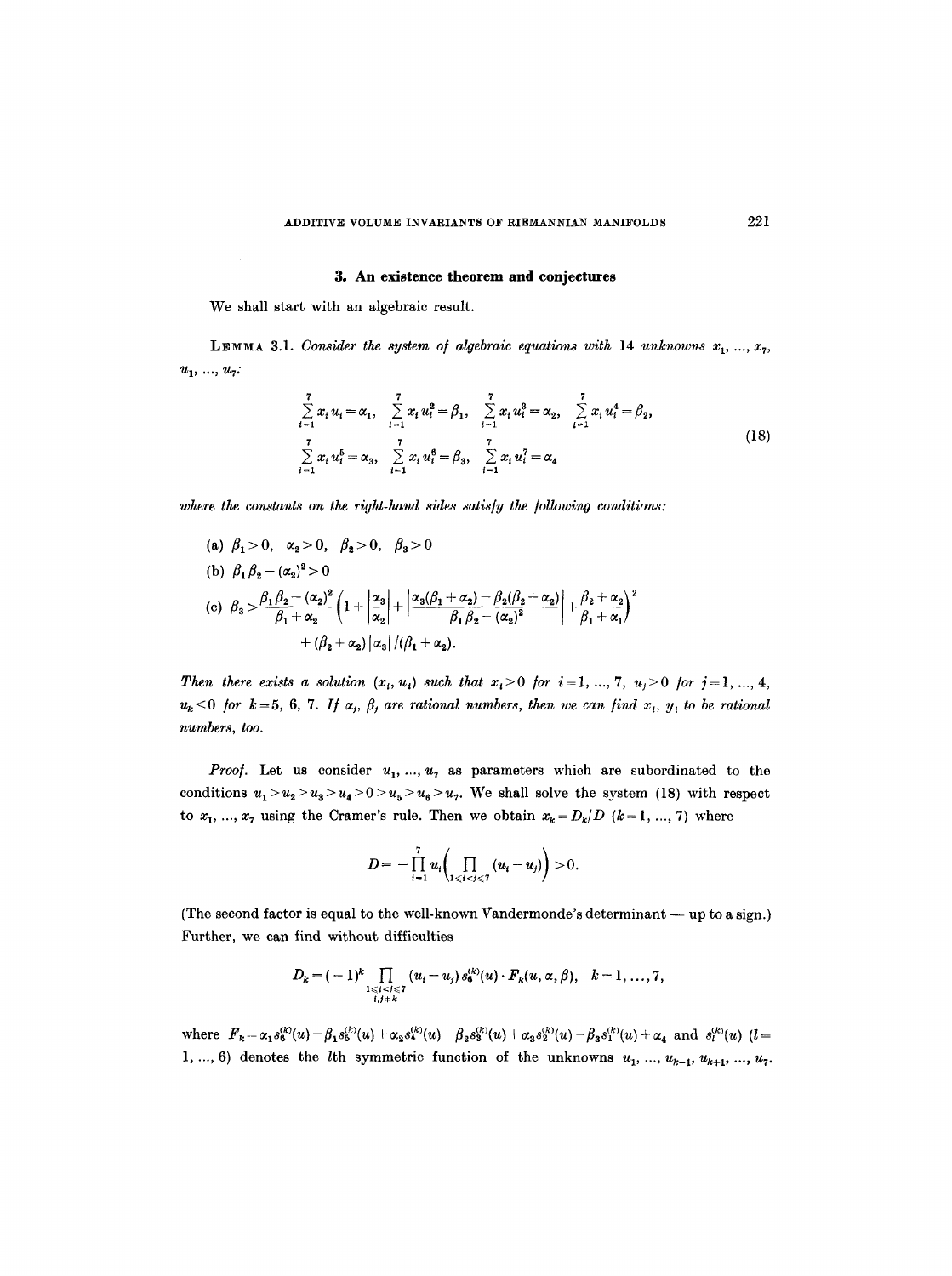## 3. An existence theorem and conjectures

We shall start with an algebraic result.

LEMMA 3.1. *Consider the system of algebraic equations with* 14 *unknowns* $x_1, \ldots, x_7$, $u_1, \ldots, u_7$:

$$
\begin{aligned}
&\sum_{i=1}^{7} x_i u_i = \alpha_1, \quad \sum_{i=1}^{7} x_i u_i^2 = \beta_1, \quad \sum_{i=1}^{7} x_i u_i^3 = \alpha_2, \quad \sum_{i=1}^{7} x_i u_i^4 = \beta_2, \\
&\sum_{i=1}^{7} x_i u_i^5 = \alpha_3, \quad \sum_{i=1}^{7} x_i u_i^6 = \beta_3, \quad \sum_{i=1}^{7} x_i u_i^7 = \alpha_4
\end{aligned} \tag{18}
$$

*where the constants on the right-hand sides satisfy the following conditions:*

(a) $\beta_1 > 0, \quad \alpha_2 > 0, \quad \beta_2 > 0, \quad \beta_3 > 0$

(b) $\beta_1 \beta_2 - (\alpha_2)^2 > 0$

(c) $\beta_3 > \dfrac{\beta_1 \beta_2 - (\alpha_2)^2}{\beta_1 + \alpha_2} \left( 1 + \left| \dfrac{\alpha_3}{\alpha_2} \right| + \left| \dfrac{\alpha_3(\beta_1 + \alpha_2) - \beta_2(\beta_2 + \alpha_2)}{\beta_1 \beta_2 - (\alpha_2)^2} \right| + \dfrac{\beta_2 + \alpha_2}{\beta_1 + \alpha_1} \right)^2$
$\qquad + (\beta_2 + \alpha_2) |\alpha_3| / (\beta_1 + \alpha_2).$

*Then there exists a solution* $(x_i, u_i)$ *such that* $x_i > 0$ *for* $i = 1, \ldots, 7$, $u_j > 0$ *for* $j = 1, \ldots, 4$, $u_k < 0$ *for* $k = 5, 6, 7$. *If* $\alpha_j$, $\beta_j$ *are rational numbers, then we can find* $x_i$, $y_i$ *to be rational numbers, too.*

*Proof.* Let us consider $u_1, \ldots, u_7$ as parameters which are subordinated to the conditions $u_1 > u_2 > u_3 > u_4 > 0 > u_5 > u_6 > u_7$. We shall solve the system (18) with respect to $x_1, \ldots, x_7$ using the Cramer's rule. Then we obtain $x_k = D_k / D$ $(k = 1, \ldots, 7)$ where

$$
D = -\prod_{i=1}^{7} u_i \left( \prod_{1 \leq i < j \leq 7} (u_i - u_j) \right) > 0.
$$

(The second factor is equal to the well-known Vandermonde's determinant — up to a sign.) Further, we can find without difficulties

$$
D_k = (-1)^k \prod_{\substack{1 \leq i < j \leq 7 \\ i, j \neq k}} (u_i - u_j) \, s_6^{(k)}(u) \cdot F_k(u, \alpha, \beta), \quad k = 1, \ldots, 7,
$$

where $F_k = \alpha_1 s_6^{(k)}(u) - \beta_1 s_5^{(k)}(u) + \alpha_2 s_4^{(k)}(u) - \beta_2 s_3^{(k)}(u) + \alpha_3 s_2^{(k)}(u) - \beta_3 s_1^{(k)}(u) + \alpha_4$ and $s_l^{(k)}(u)$ $(l = 1, \ldots, 6)$ denotes the $l$th symmetric function of the unknowns $u_1, \ldots, u_{k-1}, u_{k+1}, \ldots, u_7$.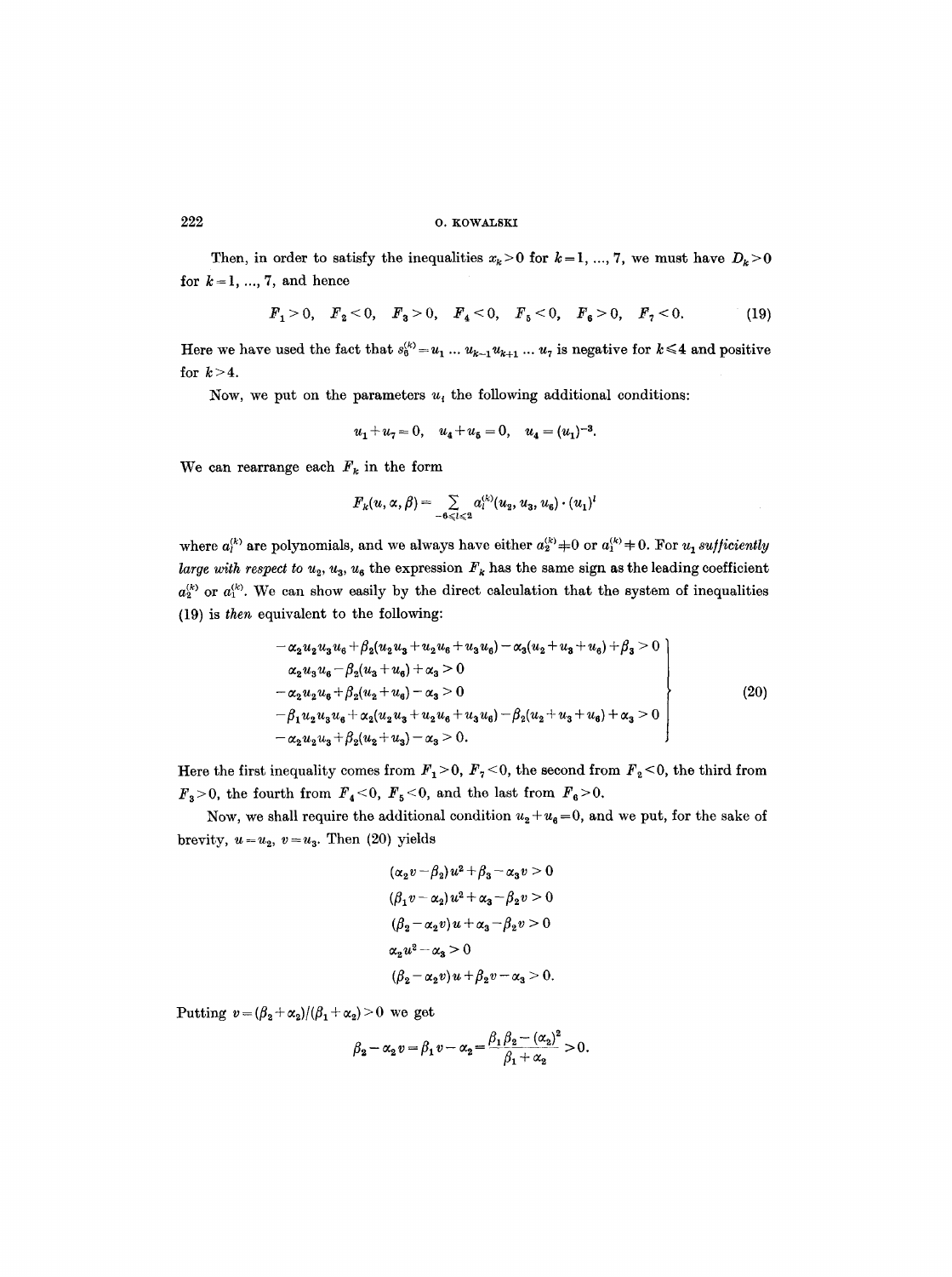Then, in order to satisfy the inequalities $x_k > 0$ for $k = 1, ..., 7$, we must have $D_k > 0$ for $k = 1, ..., 7$, and hence

$$F_1 > 0, \quad F_2 < 0, \quad F_3 > 0, \quad F_4 < 0, \quad F_5 < 0, \quad F_6 > 0, \quad F_7 < 0. \tag{19}$$

Here we have used the fact that $s_6^{(k)} = u_1 \dots u_{k-1} u_{k+1} \dots u_7$ is negative for $k \leq 4$ and positive for $k > 4$.

Now, we put on the parameters $u_i$ the following additional conditions:

$$u_1 + u_7 = 0, \quad u_4 + u_5 = 0, \quad u_4 = (u_1)^{-3}.$$

We can rearrange each $F_k$ in the form

$$F_k(u, \alpha, \beta) = \sum_{-6 \leq l \leq 2} a_l^{(k)}(u_2, u_3, u_6) \cdot (u_1)^l$$

where $a_l^{(k)}$ are polynomials, and we always have either $a_2^{(k)} \neq 0$ or $a_1^{(k)} \neq 0$. For $u_1$ *sufficiently large with respect to* $u_2, u_3, u_6$ the expression $F_k$ has the same sign as the leading coefficient $a_2^{(k)}$ or $a_1^{(k)}$. We can show easily by the direct calculation that the system of inequalities (19) is *then* equivalent to the following:

$$\left.\begin{aligned}
&-\alpha_2 u_2 u_3 u_6 + \beta_2(u_2 u_3 + u_2 u_6 + u_3 u_6) - \alpha_3(u_2 + u_3 + u_6) + \beta_3 > 0 \\
&\alpha_2 u_3 u_6 - \beta_2(u_3 + u_6) + \alpha_3 > 0 \\
&-\alpha_2 u_2 u_6 + \beta_2(u_2 + u_6) - \alpha_3 > 0 \\
&-\beta_1 u_2 u_3 u_6 + \alpha_2(u_2 u_3 + u_2 u_6 + u_3 u_6) - \beta_2(u_2 + u_3 + u_6) + \alpha_3 > 0 \\
&-\alpha_2 u_2 u_3 + \beta_2(u_2 + u_3) - \alpha_3 > 0.
\end{aligned}\right\} \tag{20}$$

Here the first inequality comes from $F_1 > 0$, $F_7 < 0$, the second from $F_2 < 0$, the third from $F_3 > 0$, the fourth from $F_4 < 0$, $F_5 < 0$, and the last from $F_6 > 0$.

Now, we shall require the additional condition $u_2 + u_6 = 0$, and we put, for the sake of brevity, $u = u_2$, $v = u_3$. Then (20) yields

$$\begin{aligned}
&(\alpha_2 v - \beta_2) u^2 + \beta_3 - \alpha_3 v > 0 \\
&(\beta_1 v - \alpha_2) u^2 + \alpha_3 - \beta_2 v > 0 \\
&(\beta_2 - \alpha_2 v) u + \alpha_3 - \beta_2 v > 0 \\
&\alpha_2 u^2 - \alpha_3 > 0 \\
&(\beta_2 - \alpha_2 v) u + \beta_2 v - \alpha_3 > 0.
\end{aligned}$$

Putting $v = (\beta_2 + \alpha_2)/(\beta_1 + \alpha_2) > 0$ we get

$$\beta_2 - \alpha_2 v = \beta_1 v - \alpha_2 = \frac{\beta_1 \beta_2 - (\alpha_2)^2}{\beta_1 + \alpha_2} > 0.$$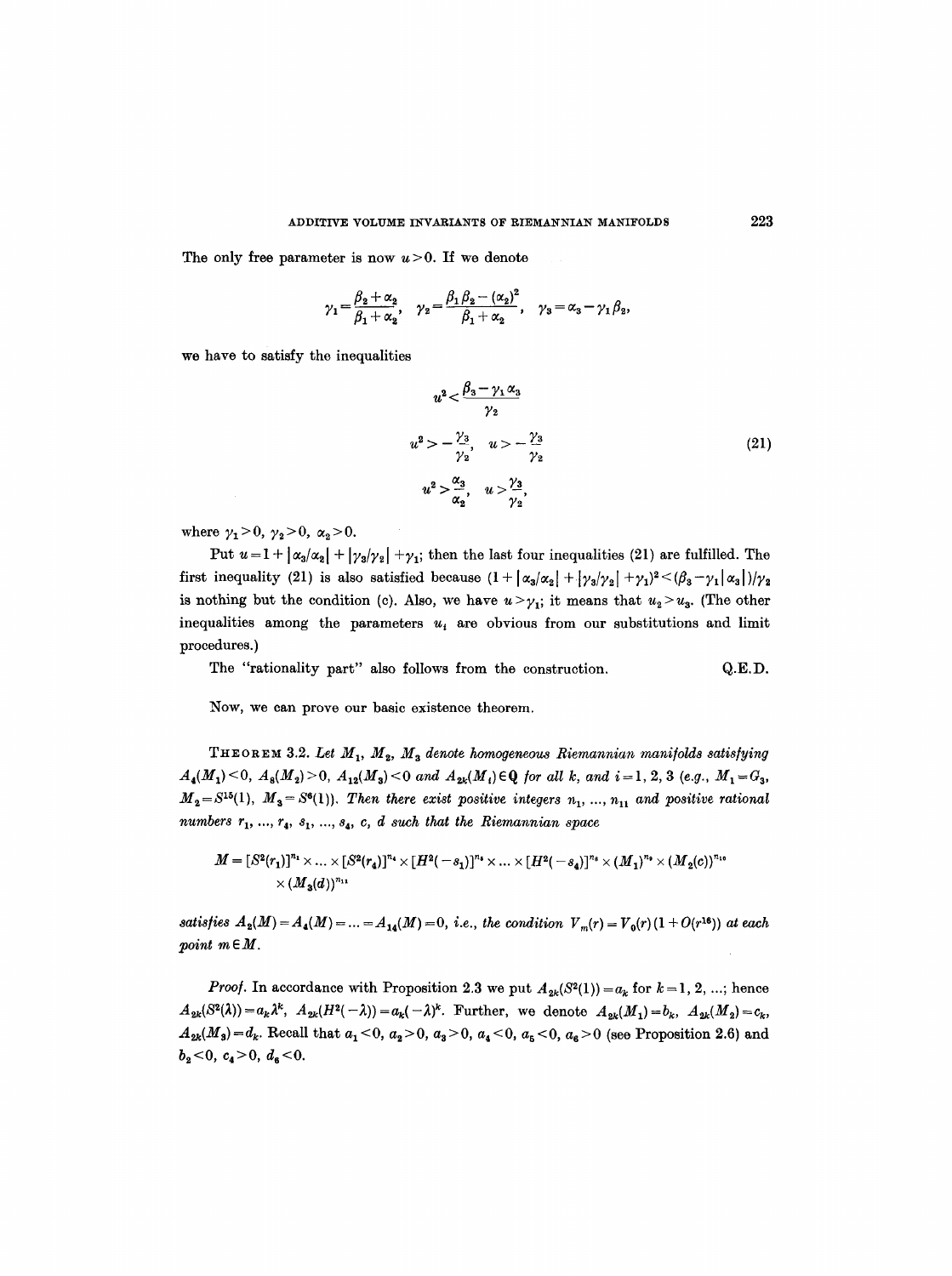The only free parameter is now $u>0$. If we denote

$$\gamma_1=\frac{\beta_2+\alpha_2}{\beta_1+\alpha_2},\quad \gamma_2=\frac{\beta_1\beta_2-(\alpha_2)^2}{\beta_1+\alpha_2},\quad \gamma_3=\alpha_3-\gamma_1\beta_2,$$

we have to satisfy the inequalities

$$\begin{gathered} u^2<\frac{\beta_3-\gamma_1\alpha_3}{\gamma_2} \\ u^2>-\frac{\gamma_3}{\gamma_2},\quad u>-\frac{\gamma_3}{\gamma_2} \\ u^2>\frac{\alpha_3}{\alpha_2},\quad u>\frac{\gamma_3}{\gamma_2}, \end{gathered} \tag{21}$$

where $\gamma_1>0$, $\gamma_2>0$, $\alpha_2>0$.

Put $u=1+|\alpha_3/\alpha_2|+|\gamma_3/\gamma_2|+\gamma_1$; then the last four inequalities (21) are fulfilled. The first inequality (21) is also satisfied because $(1+|\alpha_3/\alpha_2|+|\gamma_3/\gamma_2|+\gamma_1)^2<(\beta_3-\gamma_1|\alpha_3|)/\gamma_2$ is nothing but the condition (c). Also, we have $u>\gamma_1$; it means that $u_2>u_3$. (The other inequalities among the parameters $u_i$ are obvious from our substitutions and limit procedures.)

The "rationality part" also follows from the construction. Q.E.D.

Now, we can prove our basic existence theorem.

THEOREM 3.2. *Let $M_1$, $M_2$, $M_3$ denote homogeneous Riemannian manifolds satisfying $A_4(M_1)<0$, $A_8(M_2)>0$, $A_{12}(M_3)<0$ and $A_{2k}(M_i)\in\mathbf{Q}$ for all $k$, and $i=1,2,3$ (e.g., $M_1=G_3$, $M_2=S^{15}(1)$, $M_3=S^6(1)$). Then there exist positive integers $n_1,\dots,n_{11}$ and positive rational numbers $r_1,\dots,r_4$, $s_1,\dots,s_4$, $c$, $d$ such that the Riemannian space*

$$M=[S^2(r_1)]^{n_1}\times\dots\times[S^2(r_4)]^{n_4}\times[H^2(-s_1)]^{n_5}\times\dots\times[H^2(-s_4)]^{n_8}\times(M_1)^{n_9}\times(M_2(c))^{n_{10}}\times(M_3(d))^{n_{11}}$$

*satisfies $A_2(M)=A_4(M)=\dots=A_{14}(M)=0$, i.e., the condition $V_m(r)=V_0(r)(1+O(r^{16}))$ at each point $m\in M$.*

*Proof.* In accordance with Proposition 2.3 we put $A_{2k}(S^2(1))=a_k$ for $k=1,2,\dots$; hence $A_{2k}(S^2(\lambda))=a_k\lambda^k$, $A_{2k}(H^2(-\lambda))=a_k(-\lambda)^k$. Further, we denote $A_{2k}(M_1)=b_k$, $A_{2k}(M_2)=c_k$, $A_{2k}(M_3)=d_k$. Recall that $a_1<0$, $a_2>0$, $a_3>0$, $a_4<0$, $a_5<0$, $a_6>0$ (see Proposition 2.6) and $b_2<0$, $c_4>0$, $d_6<0$.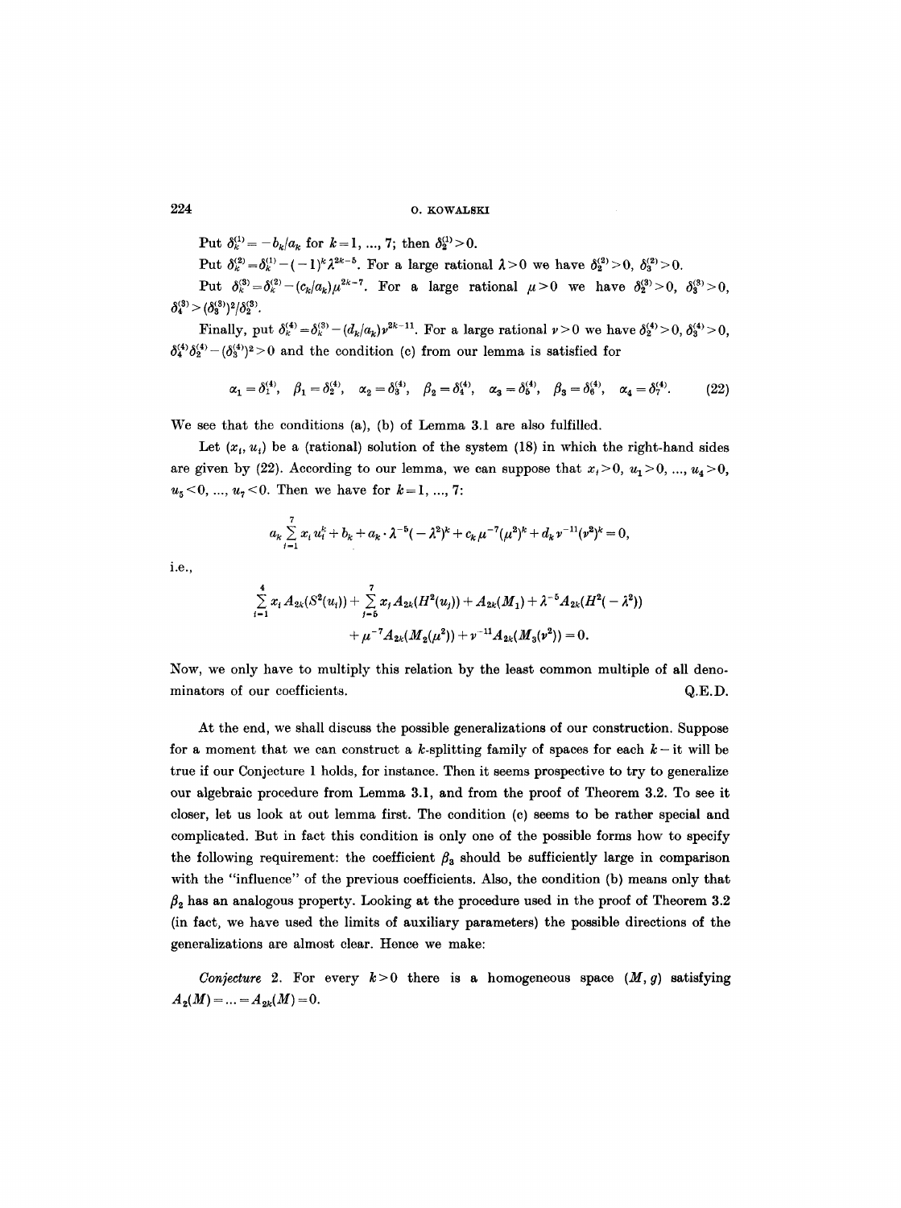Put $\delta_k^{(1)} = -b_k/a_k$ for $k=1, ..., 7$; then $\delta_2^{(1)} > 0$.

Put $\delta_k^{(2)} = \delta_k^{(1)} - (-1)^k \lambda^{2k-5}$. For a large rational $\lambda > 0$ we have $\delta_2^{(2)} > 0$, $\delta_3^{(2)} > 0$.

Put $\delta_k^{(3)} = \delta_k^{(2)} - (c_k/a_k)\mu^{2k-7}$. For a large rational $\mu > 0$ we have $\delta_2^{(3)} > 0$, $\delta_3^{(3)} > 0$, $\delta_4^{(3)} > (\delta_3^{(3)})^2/\delta_2^{(3)}$.

Finally, put $\delta_k^{(4)} = \delta_k^{(3)} - (d_k/a_k)\nu^{2k-11}$. For a large rational $\nu > 0$ we have $\delta_2^{(4)} > 0$, $\delta_3^{(4)} > 0$, $\delta_4^{(4)}\delta_2^{(4)} - (\delta_3^{(4)})^2 > 0$ and the condition (c) from our lemma is satisfied for

$$\alpha_1 = \delta_1^{(4)}, \quad \beta_1 = \delta_2^{(4)}, \quad \alpha_2 = \delta_3^{(4)}, \quad \beta_2 = \delta_4^{(4)}, \quad \alpha_3 = \delta_5^{(4)}, \quad \beta_3 = \delta_6^{(4)}, \quad \alpha_4 = \delta_7^{(4)}. \tag{22}$$

We see that the conditions (a), (b) of Lemma 3.1 are also fulfilled.

Let $(x_i, u_i)$ be a (rational) solution of the system (18) in which the right-hand sides are given by (22). According to our lemma, we can suppose that $x_i > 0$, $u_1 > 0, ..., u_4 > 0$, $u_5 < 0, ..., u_7 < 0$. Then we have for $k = 1, ..., 7$:

$$a_k \sum_{i=1}^{7} x_i u_i^k + b_k + a_k \cdot \lambda^{-5}(-\lambda^2)^k + c_k \mu^{-7}(\mu^2)^k + d_k \nu^{-11}(\nu^2)^k = 0,$$

i.e.,

$$\sum_{i=1}^{4} x_i A_{2k}(S^2(u_i)) + \sum_{j=5}^{7} x_j A_{2k}(H^2(u_j)) + A_{2k}(M_1) + \lambda^{-5} A_{2k}(H^2(-\lambda^2))$$
$$+ \mu^{-7} A_{2k}(M_2(\mu^2)) + \nu^{-11} A_{2k}(M_3(\nu^2)) = 0.$$

Now, we only have to multiply this relation by the least common multiple of all denominators of our coefficients. Q.E.D.

At the end, we shall discuss the possible generalizations of our construction. Suppose for a moment that we can construct a $k$-splitting family of spaces for each $k$ – it will be true if our Conjecture 1 holds, for instance. Then it seems prospective to try to generalize our algebraic procedure from Lemma 3.1, and from the proof of Theorem 3.2. To see it closer, let us look at out lemma first. The condition (c) seems to be rather special and complicated. But in fact this condition is only one of the possible forms how to specify the following requirement: the coefficient $\beta_3$ should be sufficiently large in comparison with the "influence" of the previous coefficients. Also, the condition (b) means only that $\beta_2$ has an analogous property. Looking at the procedure used in the proof of Theorem 3.2 (in fact, we have used the limits of auxiliary parameters) the possible directions of the generalizations are almost clear. Hence we make:

*Conjecture* 2. For every $k > 0$ there is a homogeneous space $(M, g)$ satisfying $A_2(M) = ... = A_{2k}(M) = 0$.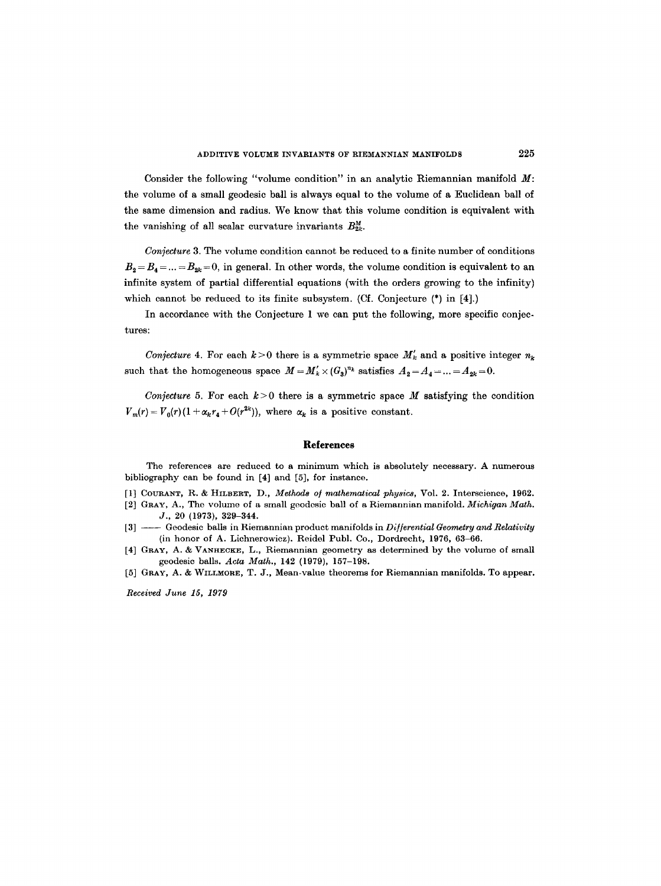Consider the following "volume condition" in an analytic Riemannian manifold $M$: the volume of a small geodesic ball is always equal to the volume of a Euclidean ball of the same dimension and radius. We know that this volume condition is equivalent with the vanishing of all scalar curvature invariants $B_{2k}^M$.

*Conjecture* 3. The volume condition cannot be reduced to a finite number of conditions $B_2 = B_4 = \ldots = B_{2k} = 0$, in general. In other words, the volume condition is equivalent to an infinite system of partial differential equations (with the orders growing to the infinity) which cannot be reduced to its finite subsystem. (Cf. Conjecture (*) in [4].)

In accordance with the Conjecture 1 we can put the following, more specific conjectures:

*Conjecture* 4. For each $k > 0$ there is a symmetric space $M'_k$ and a positive integer $n_k$ such that the homogeneous space $M = M'_k \times (G_3)^{n_k}$ satisfies $A_2 = A_4 = \ldots = A_{2k} = 0$.

*Conjecture* 5. For each $k > 0$ there is a symmetric space $M$ satisfying the condition $V_m(r) = V_0(r)(1 + \alpha_k r_4 + O(r^{2k}))$, where $\alpha_k$ is a positive constant.

## References

The references are reduced to a minimum which is absolutely necessary. A numerous bibliography can be found in [4] and [5], for instance.

[1] Courant, R. & Hilbert, D., *Methods of mathematical physics*, Vol. 2. Interscience, 1962.

[2] Gray, A., The volume of a small geodesic ball of a Riemannian manifold. *Michigan Math. J.*, 20 (1973), 329–344.

[3] —— Geodesic balls in Riemannian product manifolds in *Differential Geometry and Relativity* (in honor of A. Lichnerowicz). Reidel Publ. Co., Dordrecht, 1976, 63–66.

[4] Gray, A. & Vanhecke, L., Riemannian geometry as determined by the volume of small geodesic balls. *Acta Math.*, 142 (1979), 157–198.

[5] Gray, A. & Willmore, T. J., Mean-value theorems for Riemannian manifolds. To appear.

*Received June 15, 1979*